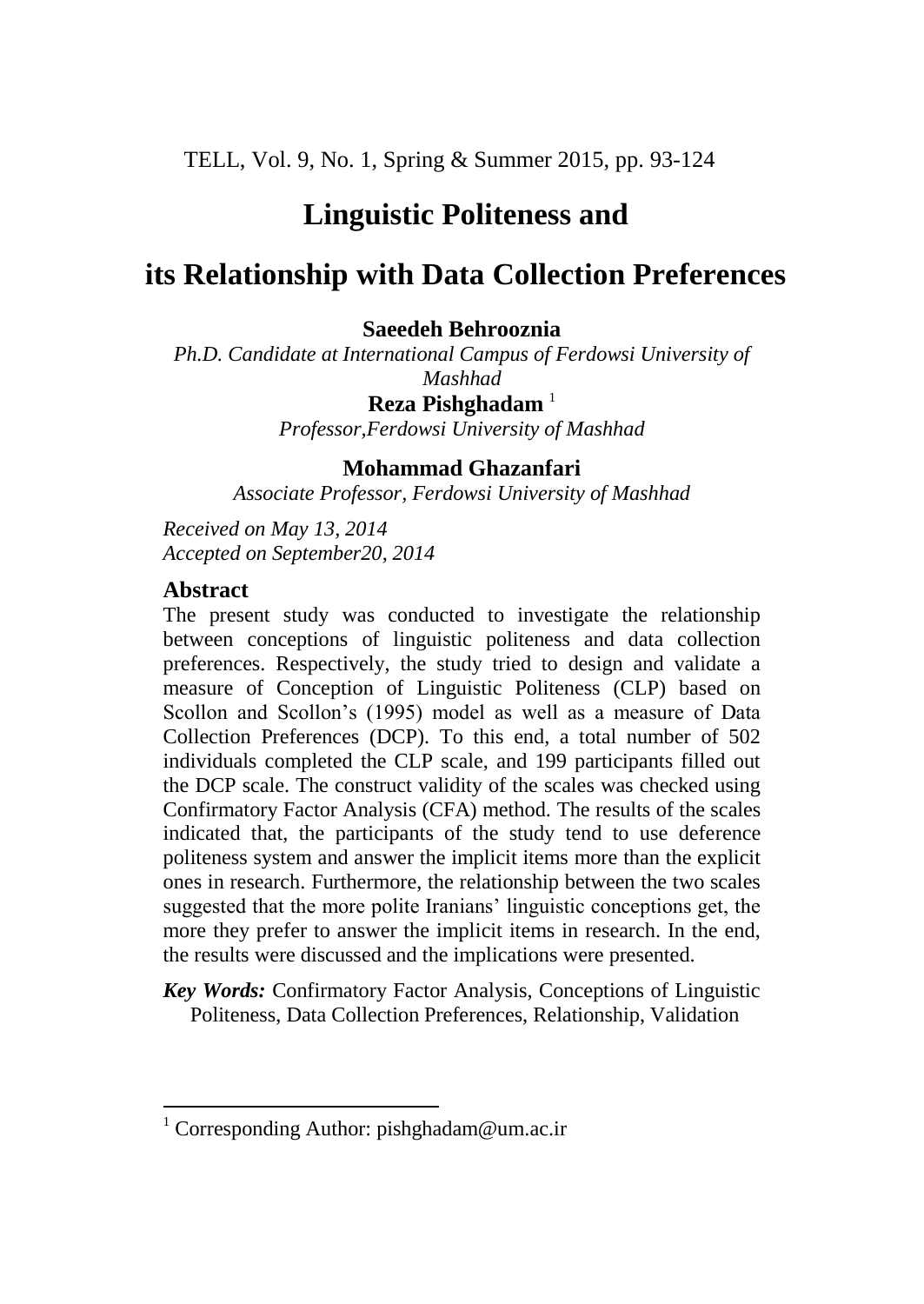# Linguistic Politeness and its Relationship with Data Collection Preferences

**Saeedeh Behrooznia**

*Ph.D. Candidate at International Campus of Ferdowsi University of Mashhad*

**Reza Pishghadam** [1]

*Professor,Ferdowsi University of Mashhad*

**Mohammad Ghazanfari**

*Associate Professor, Ferdowsi University of Mashhad*

*Received on May 13, 2014*
*Accepted on September20, 2014*

## Abstract

The present study was conducted to investigate the relationship between conceptions of linguistic politeness and data collection preferences. Respectively, the study tried to design and validate a measure of Conception of Linguistic Politeness (CLP) based on Scollon and Scollon's (1995) model as well as a measure of Data Collection Preferences (DCP). To this end, a total number of 502 individuals completed the CLP scale, and 199 participants filled out the DCP scale. The construct validity of the scales was checked using Confirmatory Factor Analysis (CFA) method. The results of the scales indicated that, the participants of the study tend to use deference politeness system and answer the implicit items more than the explicit ones in research. Furthermore, the relationship between the two scales suggested that the more polite Iranians' linguistic conceptions get, the more they prefer to answer the implicit items in research. In the end, the results were discussed and the implications were presented.

***Key Words:*** Confirmatory Factor Analysis, Conceptions of Linguistic Politeness, Data Collection Preferences, Relationship, Validation

[1] Corresponding Author: pishghadam@um.ac.ir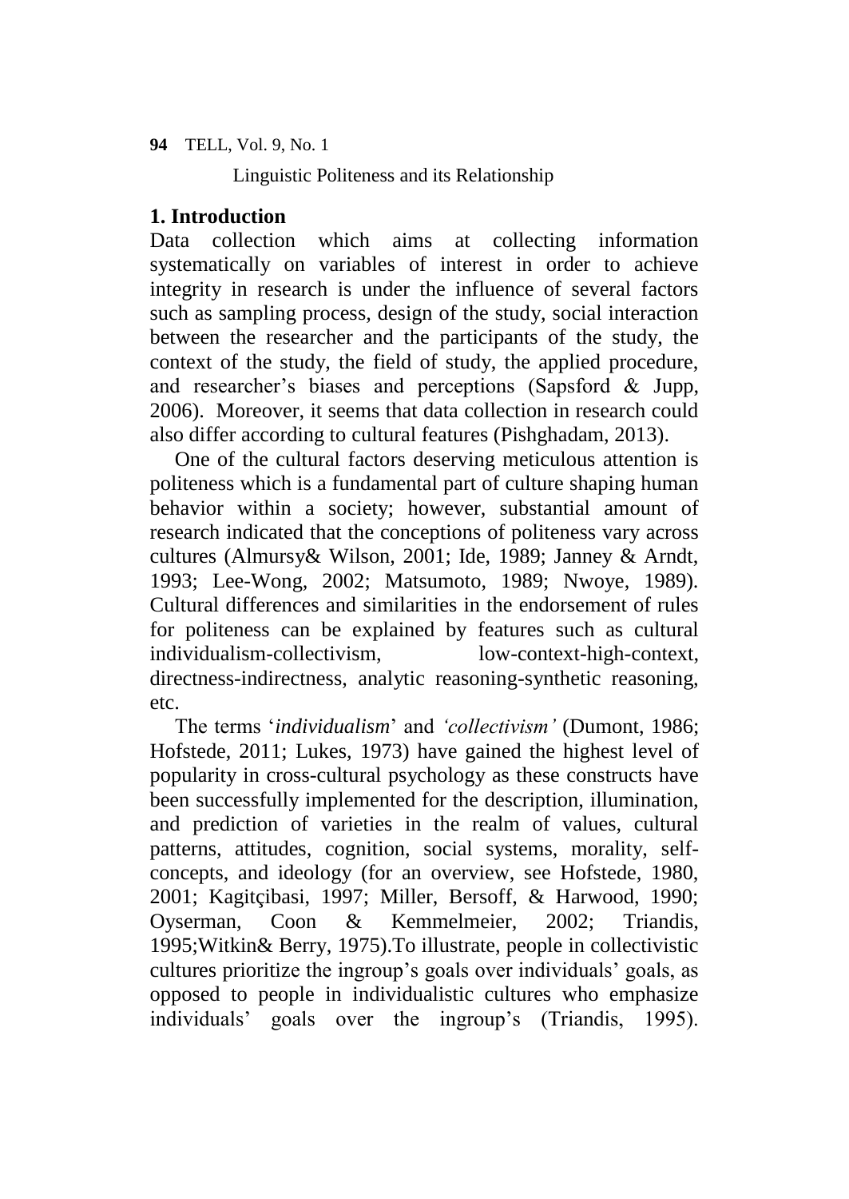## 1. Introduction

Data collection which aims at collecting information systematically on variables of interest in order to achieve integrity in research is under the influence of several factors such as sampling process, design of the study, social interaction between the researcher and the participants of the study, the context of the study, the field of study, the applied procedure, and researcher's biases and perceptions (Sapsford & Jupp, 2006). Moreover, it seems that data collection in research could also differ according to cultural features (Pishghadam, 2013).

One of the cultural factors deserving meticulous attention is politeness which is a fundamental part of culture shaping human behavior within a society; however, substantial amount of research indicated that the conceptions of politeness vary across cultures (Almursy& Wilson, 2001; Ide, 1989; Janney & Arndt, 1993; Lee-Wong, 2002; Matsumoto, 1989; Nwoye, 1989). Cultural differences and similarities in the endorsement of rules for politeness can be explained by features such as cultural individualism-collectivism, low-context-high-context, directness-indirectness, analytic reasoning-synthetic reasoning, etc.

The terms '*individualism*' and *'collectivism'* (Dumont, 1986; Hofstede, 2011; Lukes, 1973) have gained the highest level of popularity in cross-cultural psychology as these constructs have been successfully implemented for the description, illumination, and prediction of varieties in the realm of values, cultural patterns, attitudes, cognition, social systems, morality, self-concepts, and ideology (for an overview, see Hofstede, 1980, 2001; Kagitçibasi, 1997; Miller, Bersoff, & Harwood, 1990; Oyserman, Coon & Kemmelmeier, 2002; Triandis, 1995;Witkin& Berry, 1975).To illustrate, people in collectivistic cultures prioritize the ingroup's goals over individuals' goals, as opposed to people in individualistic cultures who emphasize individuals' goals over the ingroup's (Triandis, 1995).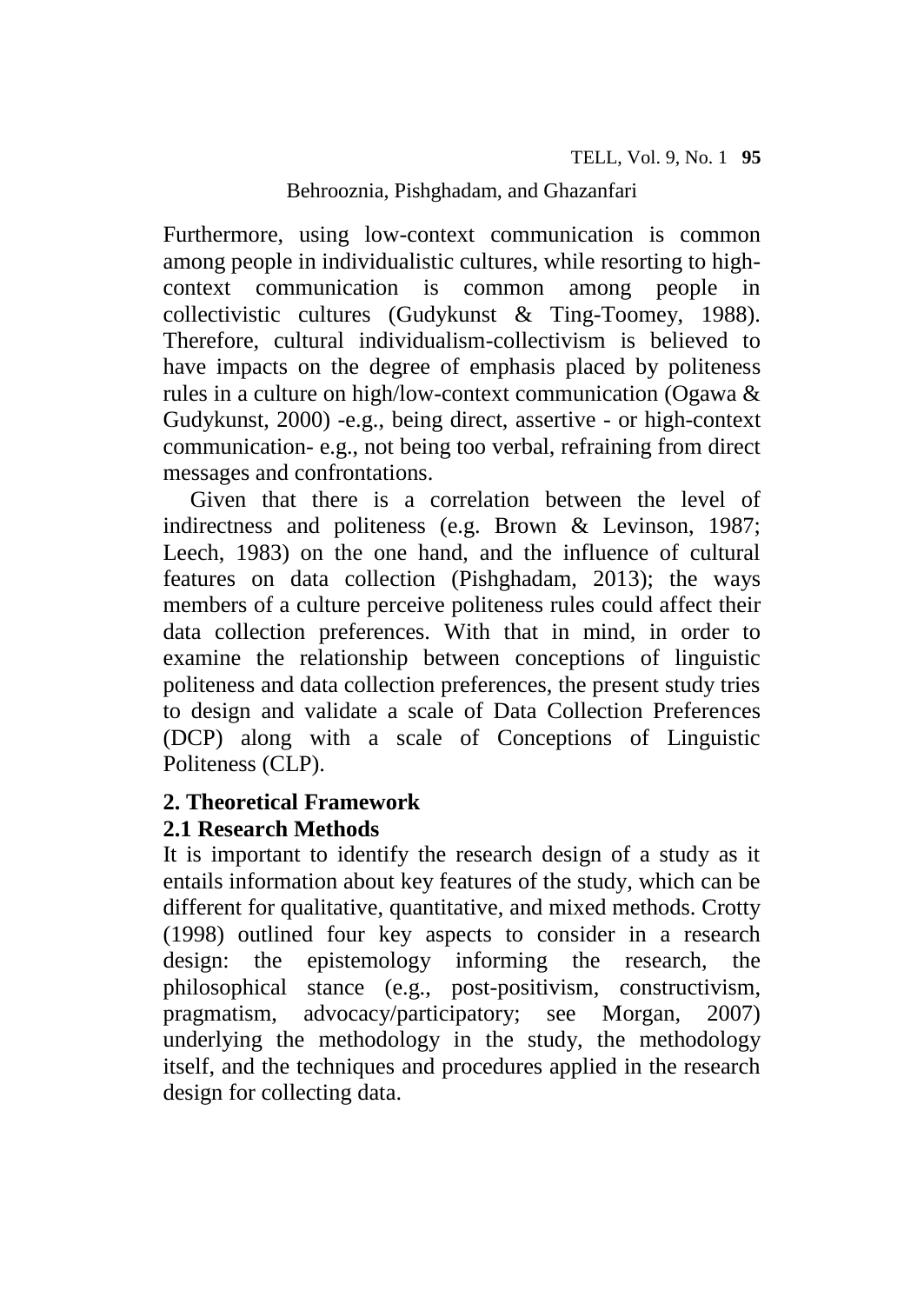Furthermore, using low-context communication is common among people in individualistic cultures, while resorting to high-context communication is common among people in collectivistic cultures (Gudykunst & Ting-Toomey, 1988). Therefore, cultural individualism-collectivism is believed to have impacts on the degree of emphasis placed by politeness rules in a culture on high/low-context communication (Ogawa & Gudykunst, 2000) -e.g., being direct, assertive - or high-context communication- e.g., not being too verbal, refraining from direct messages and confrontations.

Given that there is a correlation between the level of indirectness and politeness (e.g. Brown & Levinson, 1987; Leech, 1983) on the one hand, and the influence of cultural features on data collection (Pishghadam, 2013); the ways members of a culture perceive politeness rules could affect their data collection preferences. With that in mind, in order to examine the relationship between conceptions of linguistic politeness and data collection preferences, the present study tries to design and validate a scale of Data Collection Preferences (DCP) along with a scale of Conceptions of Linguistic Politeness (CLP).

## 2. Theoretical Framework

### 2.1 Research Methods

It is important to identify the research design of a study as it entails information about key features of the study, which can be different for qualitative, quantitative, and mixed methods. Crotty (1998) outlined four key aspects to consider in a research design: the epistemology informing the research, the philosophical stance (e.g., post-positivism, constructivism, pragmatism, advocacy/participatory; see Morgan, 2007) underlying the methodology in the study, the methodology itself, and the techniques and procedures applied in the research design for collecting data.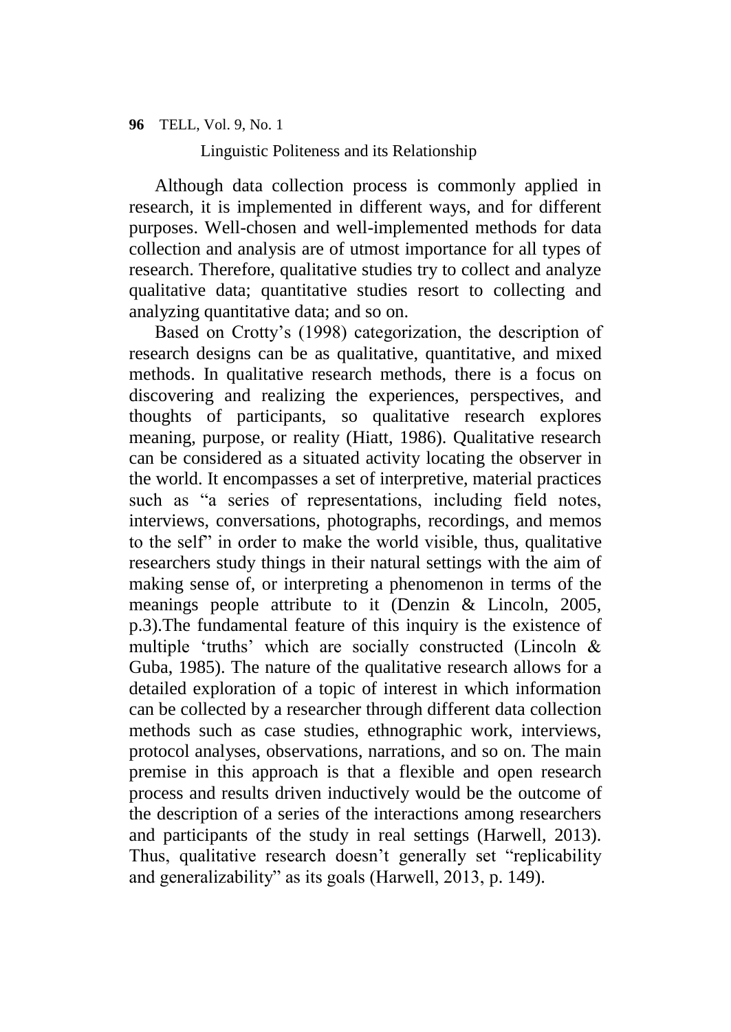Although data collection process is commonly applied in research, it is implemented in different ways, and for different purposes. Well-chosen and well-implemented methods for data collection and analysis are of utmost importance for all types of research. Therefore, qualitative studies try to collect and analyze qualitative data; quantitative studies resort to collecting and analyzing quantitative data; and so on.

Based on Crotty's (1998) categorization, the description of research designs can be as qualitative, quantitative, and mixed methods. In qualitative research methods, there is a focus on discovering and realizing the experiences, perspectives, and thoughts of participants, so qualitative research explores meaning, purpose, or reality (Hiatt, 1986). Qualitative research can be considered as a situated activity locating the observer in the world. It encompasses a set of interpretive, material practices such as "a series of representations, including field notes, interviews, conversations, photographs, recordings, and memos to the self" in order to make the world visible, thus, qualitative researchers study things in their natural settings with the aim of making sense of, or interpreting a phenomenon in terms of the meanings people attribute to it (Denzin & Lincoln, 2005, p.3).The fundamental feature of this inquiry is the existence of multiple 'truths' which are socially constructed (Lincoln & Guba, 1985). The nature of the qualitative research allows for a detailed exploration of a topic of interest in which information can be collected by a researcher through different data collection methods such as case studies, ethnographic work, interviews, protocol analyses, observations, narrations, and so on. The main premise in this approach is that a flexible and open research process and results driven inductively would be the outcome of the description of a series of the interactions among researchers and participants of the study in real settings (Harwell, 2013). Thus, qualitative research doesn't generally set "replicability and generalizability" as its goals (Harwell, 2013, p. 149).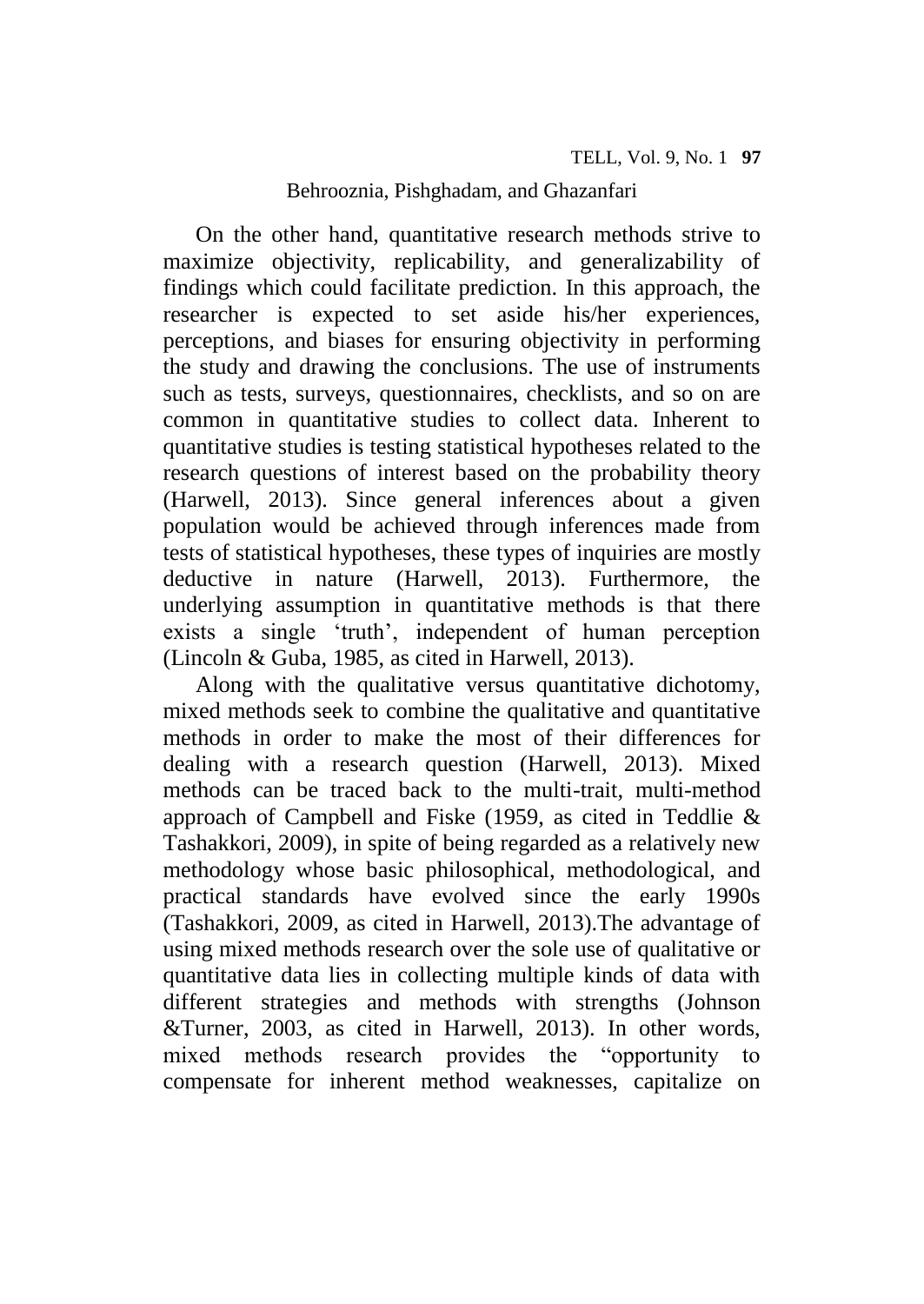On the other hand, quantitative research methods strive to maximize objectivity, replicability, and generalizability of findings which could facilitate prediction. In this approach, the researcher is expected to set aside his/her experiences, perceptions, and biases for ensuring objectivity in performing the study and drawing the conclusions. The use of instruments such as tests, surveys, questionnaires, checklists, and so on are common in quantitative studies to collect data. Inherent to quantitative studies is testing statistical hypotheses related to the research questions of interest based on the probability theory (Harwell, 2013). Since general inferences about a given population would be achieved through inferences made from tests of statistical hypotheses, these types of inquiries are mostly deductive in nature (Harwell, 2013). Furthermore, the underlying assumption in quantitative methods is that there exists a single 'truth', independent of human perception (Lincoln & Guba, 1985, as cited in Harwell, 2013).

Along with the qualitative versus quantitative dichotomy, mixed methods seek to combine the qualitative and quantitative methods in order to make the most of their differences for dealing with a research question (Harwell, 2013). Mixed methods can be traced back to the multi-trait, multi-method approach of Campbell and Fiske (1959, as cited in Teddlie & Tashakkori, 2009), in spite of being regarded as a relatively new methodology whose basic philosophical, methodological, and practical standards have evolved since the early 1990s (Tashakkori, 2009, as cited in Harwell, 2013).The advantage of using mixed methods research over the sole use of qualitative or quantitative data lies in collecting multiple kinds of data with different strategies and methods with strengths (Johnson &Turner, 2003, as cited in Harwell, 2013). In other words, mixed methods research provides the "opportunity to compensate for inherent method weaknesses, capitalize on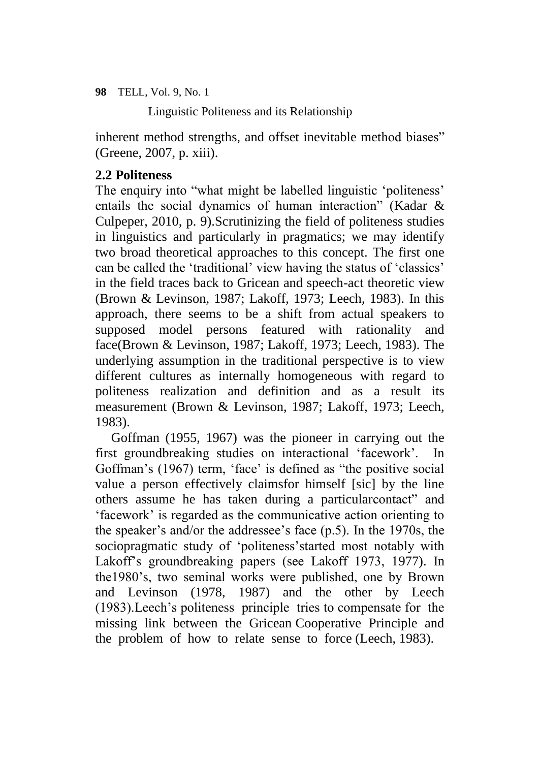inherent method strengths, and offset inevitable method biases" (Greene, 2007, p. xiii).

## 2.2 Politeness

The enquiry into "what might be labelled linguistic 'politeness' entails the social dynamics of human interaction" (Kadar & Culpeper, 2010, p. 9).Scrutinizing the field of politeness studies in linguistics and particularly in pragmatics; we may identify two broad theoretical approaches to this concept. The first one can be called the 'traditional' view having the status of 'classics' in the field traces back to Gricean and speech-act theoretic view (Brown & Levinson, 1987; Lakoff, 1973; Leech, 1983). In this approach, there seems to be a shift from actual speakers to supposed model persons featured with rationality and face(Brown & Levinson, 1987; Lakoff, 1973; Leech, 1983). The underlying assumption in the traditional perspective is to view different cultures as internally homogeneous with regard to politeness realization and definition and as a result its measurement (Brown & Levinson, 1987; Lakoff, 1973; Leech, 1983).

Goffman (1955, 1967) was the pioneer in carrying out the first groundbreaking studies on interactional 'facework'. In Goffman's (1967) term, 'face' is defined as "the positive social value a person effectively claimsfor himself [sic] by the line others assume he has taken during a particularcontact" and 'facework' is regarded as the communicative action orienting to the speaker's and/or the addressee's face (p.5). In the 1970s, the sociopragmatic study of 'politeness'started most notably with Lakoff's groundbreaking papers (see Lakoff 1973, 1977). In the1980's, two seminal works were published, one by Brown and Levinson (1978, 1987) and the other by Leech (1983).Leech's politeness principle tries to compensate for the missing link between the Gricean Cooperative Principle and the problem of how to relate sense to force (Leech, 1983).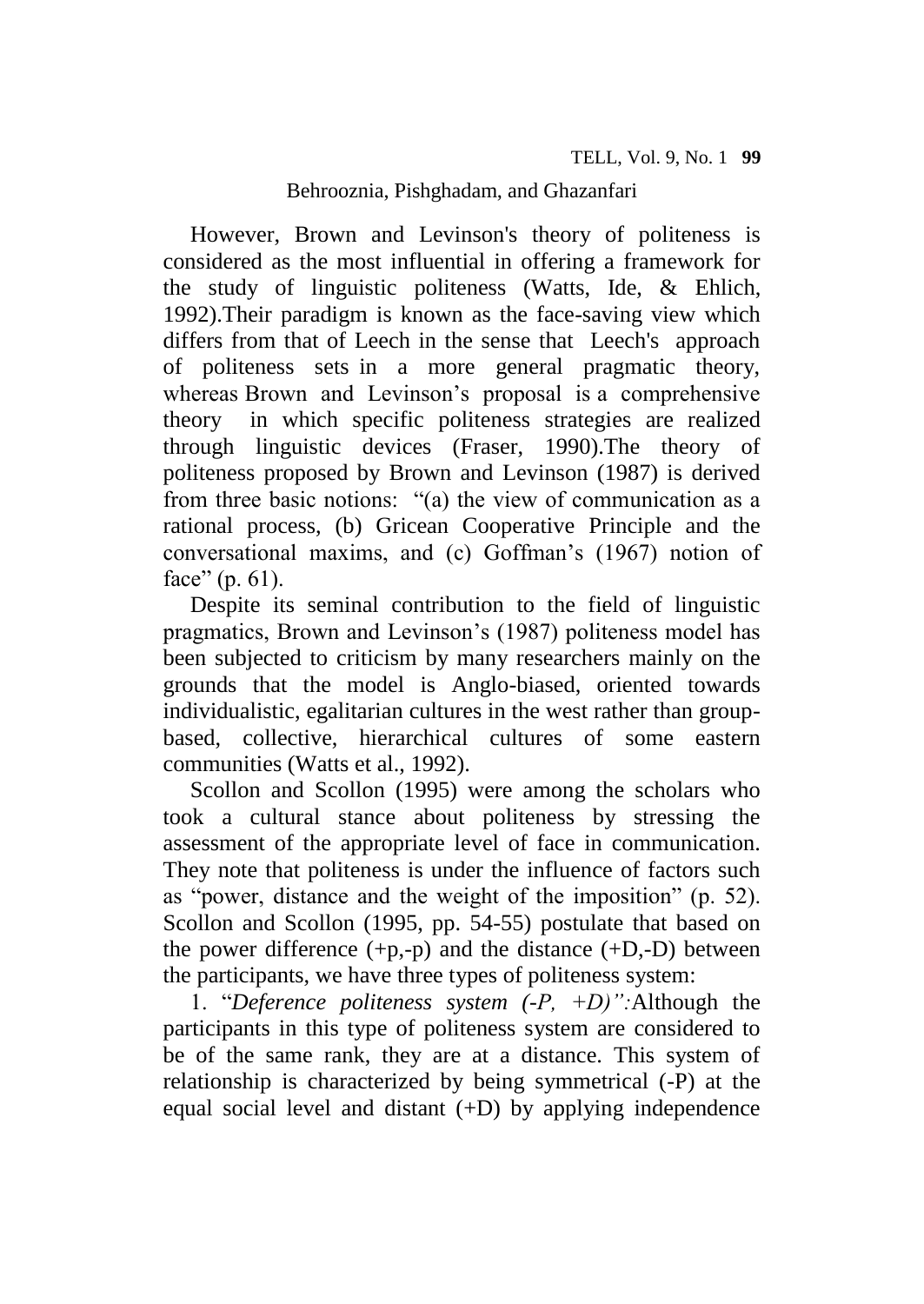However, Brown and Levinson's theory of politeness is considered as the most influential in offering a framework for the study of linguistic politeness (Watts, Ide, & Ehlich, 1992).Their paradigm is known as the face-saving view which differs from that of Leech in the sense that Leech's approach of politeness sets in a more general pragmatic theory, whereas Brown and Levinson's proposal is a comprehensive theory in which specific politeness strategies are realized through linguistic devices (Fraser, 1990).The theory of politeness proposed by Brown and Levinson (1987) is derived from three basic notions: "(a) the view of communication as a rational process, (b) Gricean Cooperative Principle and the conversational maxims, and (c) Goffman's (1967) notion of face" (p. 61).

Despite its seminal contribution to the field of linguistic pragmatics, Brown and Levinson's (1987) politeness model has been subjected to criticism by many researchers mainly on the grounds that the model is Anglo-biased, oriented towards individualistic, egalitarian cultures in the west rather than group-based, collective, hierarchical cultures of some eastern communities (Watts et al., 1992).

Scollon and Scollon (1995) were among the scholars who took a cultural stance about politeness by stressing the assessment of the appropriate level of face in communication. They note that politeness is under the influence of factors such as "power, distance and the weight of the imposition" (p. 52). Scollon and Scollon (1995, pp. 54-55) postulate that based on the power difference (+p,-p) and the distance (+D,-D) between the participants, we have three types of politeness system:

1. "*Deference politeness system (-P, +D)":*Although the participants in this type of politeness system are considered to be of the same rank, they are at a distance. This system of relationship is characterized by being symmetrical (-P) at the equal social level and distant (+D) by applying independence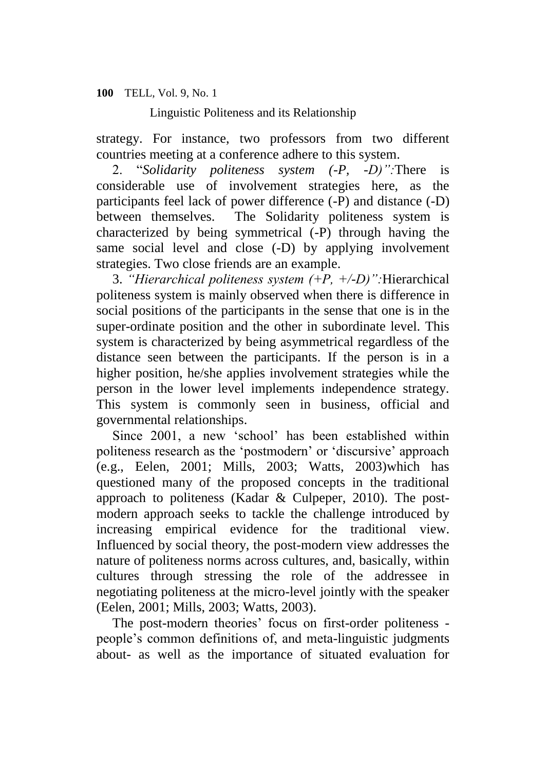strategy. For instance, two professors from two different countries meeting at a conference adhere to this system.

2. "*Solidarity politeness system (-P, -D)":*There is considerable use of involvement strategies here, as the participants feel lack of power difference (-P) and distance (-D) between themselves. The Solidarity politeness system is characterized by being symmetrical (-P) through having the same social level and close (-D) by applying involvement strategies. Two close friends are an example.

3. *"Hierarchical politeness system (+P, +/-D)":*Hierarchical politeness system is mainly observed when there is difference in social positions of the participants in the sense that one is in the super-ordinate position and the other in subordinate level. This system is characterized by being asymmetrical regardless of the distance seen between the participants. If the person is in a higher position, he/she applies involvement strategies while the person in the lower level implements independence strategy. This system is commonly seen in business, official and governmental relationships.

Since 2001, a new 'school' has been established within politeness research as the 'postmodern' or 'discursive' approach (e.g., Eelen, 2001; Mills, 2003; Watts, 2003)which has questioned many of the proposed concepts in the traditional approach to politeness (Kadar & Culpeper, 2010). The post-modern approach seeks to tackle the challenge introduced by increasing empirical evidence for the traditional view. Influenced by social theory, the post-modern view addresses the nature of politeness norms across cultures, and, basically, within cultures through stressing the role of the addressee in negotiating politeness at the micro-level jointly with the speaker (Eelen, 2001; Mills, 2003; Watts, 2003).

The post-modern theories' focus on first-order politeness - people's common definitions of, and meta-linguistic judgments about- as well as the importance of situated evaluation for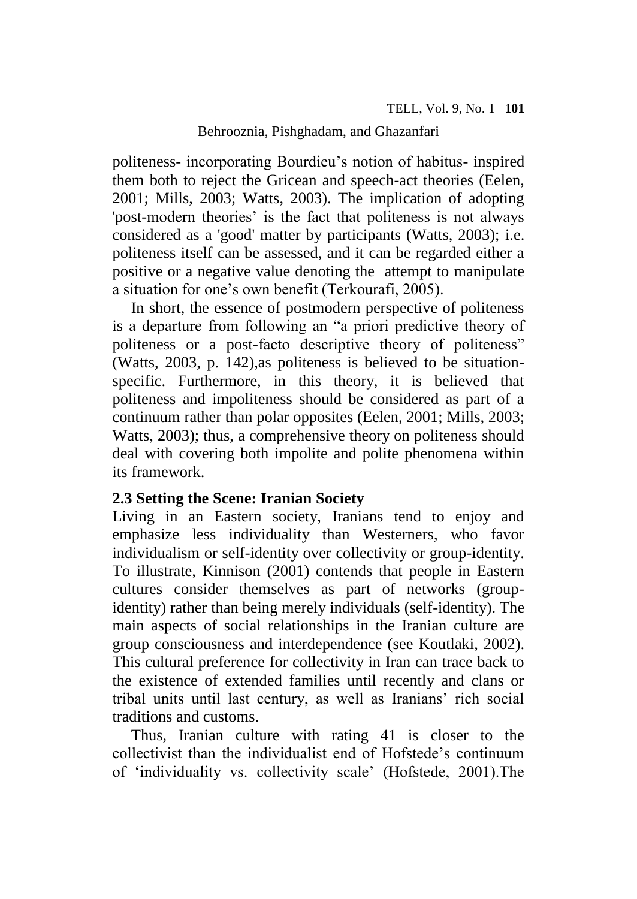politeness- incorporating Bourdieu's notion of habitus- inspired them both to reject the Gricean and speech-act theories (Eelen, 2001; Mills, 2003; Watts, 2003). The implication of adopting 'post-modern theories' is the fact that politeness is not always considered as a 'good' matter by participants (Watts, 2003); i.e. politeness itself can be assessed, and it can be regarded either a positive or a negative value denoting the attempt to manipulate a situation for one's own benefit (Terkourafi, 2005).

In short, the essence of postmodern perspective of politeness is a departure from following an "a priori predictive theory of politeness or a post-facto descriptive theory of politeness" (Watts, 2003, p. 142),as politeness is believed to be situation-specific. Furthermore, in this theory, it is believed that politeness and impoliteness should be considered as part of a continuum rather than polar opposites (Eelen, 2001; Mills, 2003; Watts, 2003); thus, a comprehensive theory on politeness should deal with covering both impolite and polite phenomena within its framework.

### 2.3 Setting the Scene: Iranian Society

Living in an Eastern society, Iranians tend to enjoy and emphasize less individuality than Westerners, who favor individualism or self-identity over collectivity or group-identity. To illustrate, Kinnison (2001) contends that people in Eastern cultures consider themselves as part of networks (group-identity) rather than being merely individuals (self-identity). The main aspects of social relationships in the Iranian culture are group consciousness and interdependence (see Koutlaki, 2002). This cultural preference for collectivity in Iran can trace back to the existence of extended families until recently and clans or tribal units until last century, as well as Iranians' rich social traditions and customs.

Thus, Iranian culture with rating 41 is closer to the collectivist than the individualist end of Hofstede's continuum of 'individuality vs. collectivity scale' (Hofstede, 2001).The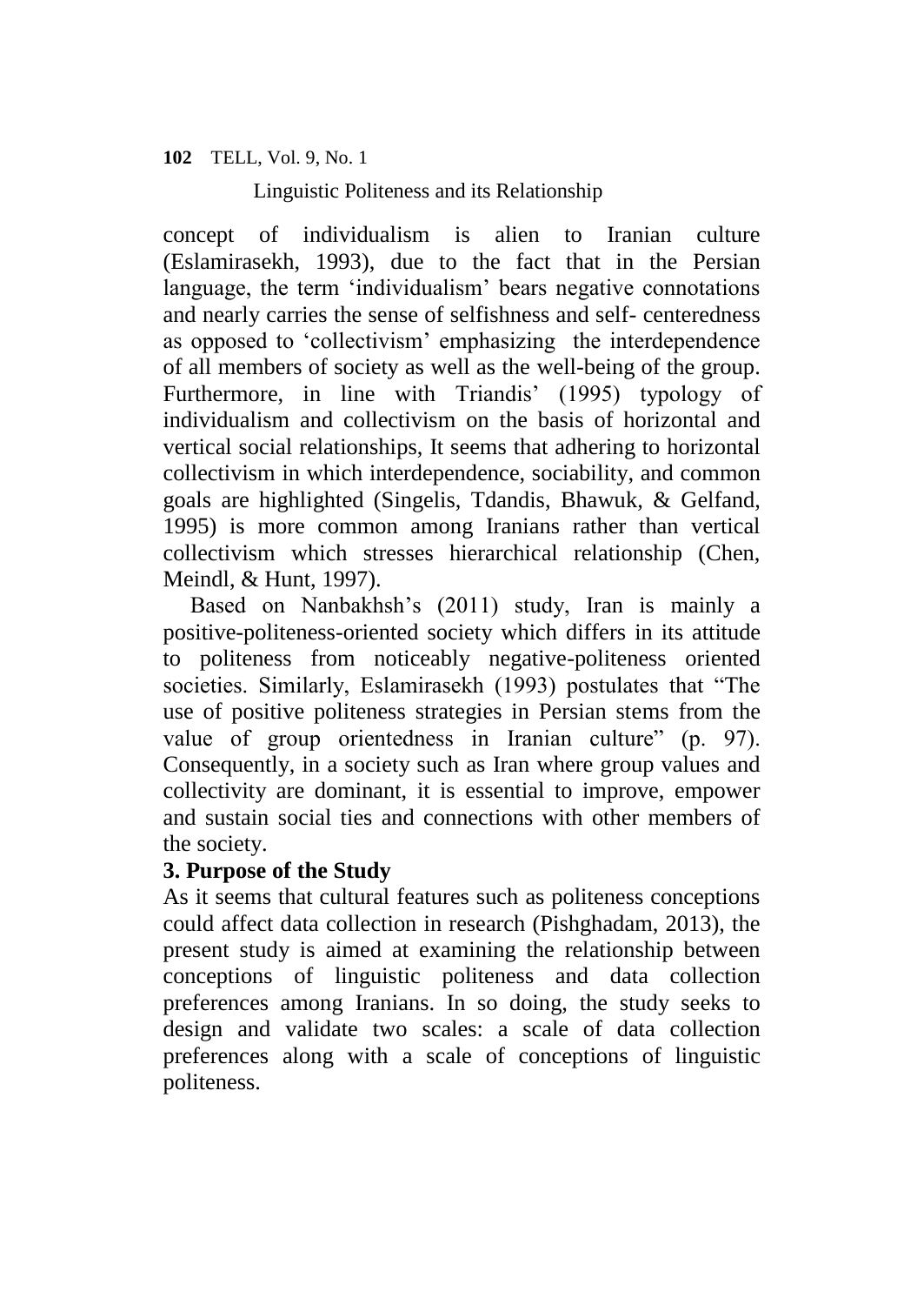concept of individualism is alien to Iranian culture (Eslamirasekh, 1993), due to the fact that in the Persian language, the term 'individualism' bears negative connotations and nearly carries the sense of selfishness and self- centeredness as opposed to 'collectivism' emphasizing the interdependence of all members of society as well as the well-being of the group. Furthermore, in line with Triandis' (1995) typology of individualism and collectivism on the basis of horizontal and vertical social relationships, It seems that adhering to horizontal collectivism in which interdependence, sociability, and common goals are highlighted (Singelis, Tdandis, Bhawuk, & Gelfand, 1995) is more common among Iranians rather than vertical collectivism which stresses hierarchical relationship (Chen, Meindl, & Hunt, 1997).

Based on Nanbakhsh's (2011) study, Iran is mainly a positive-politeness-oriented society which differs in its attitude to politeness from noticeably negative-politeness oriented societies. Similarly, Eslamirasekh (1993) postulates that "The use of positive politeness strategies in Persian stems from the value of group orientedness in Iranian culture" (p. 97). Consequently, in a society such as Iran where group values and collectivity are dominant, it is essential to improve, empower and sustain social ties and connections with other members of the society.

## 3. Purpose of the Study

As it seems that cultural features such as politeness conceptions could affect data collection in research (Pishghadam, 2013), the present study is aimed at examining the relationship between conceptions of linguistic politeness and data collection preferences among Iranians. In so doing, the study seeks to design and validate two scales: a scale of data collection preferences along with a scale of conceptions of linguistic politeness.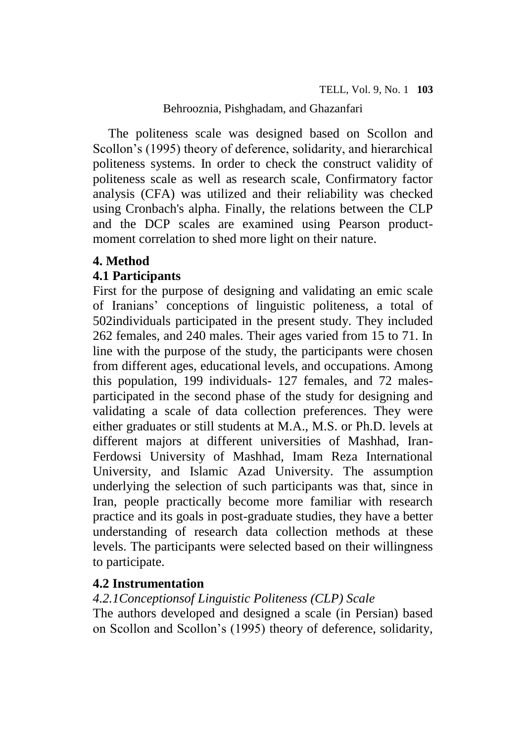The politeness scale was designed based on Scollon and Scollon's (1995) theory of deference, solidarity, and hierarchical politeness systems. In order to check the construct validity of politeness scale as well as research scale, Confirmatory factor analysis (CFA) was utilized and their reliability was checked using Cronbach's alpha. Finally, the relations between the CLP and the DCP scales are examined using Pearson product-moment correlation to shed more light on their nature.

## 4. Method

### 4.1 Participants

First for the purpose of designing and validating an emic scale of Iranians' conceptions of linguistic politeness, a total of 502individuals participated in the present study. They included 262 females, and 240 males. Their ages varied from 15 to 71. In line with the purpose of the study, the participants were chosen from different ages, educational levels, and occupations. Among this population, 199 individuals- 127 females, and 72 males- participated in the second phase of the study for designing and validating a scale of data collection preferences. They were either graduates or still students at M.A., M.S. or Ph.D. levels at different majors at different universities of Mashhad, Iran-Ferdowsi University of Mashhad, Imam Reza International University, and Islamic Azad University. The assumption underlying the selection of such participants was that, since in Iran, people practically become more familiar with research practice and its goals in post-graduate studies, they have a better understanding of research data collection methods at these levels. The participants were selected based on their willingness to participate.

### 4.2 Instrumentation

#### *4.2.1Conceptionsof Linguistic Politeness (CLP) Scale*

The authors developed and designed a scale (in Persian) based on Scollon and Scollon's (1995) theory of deference, solidarity,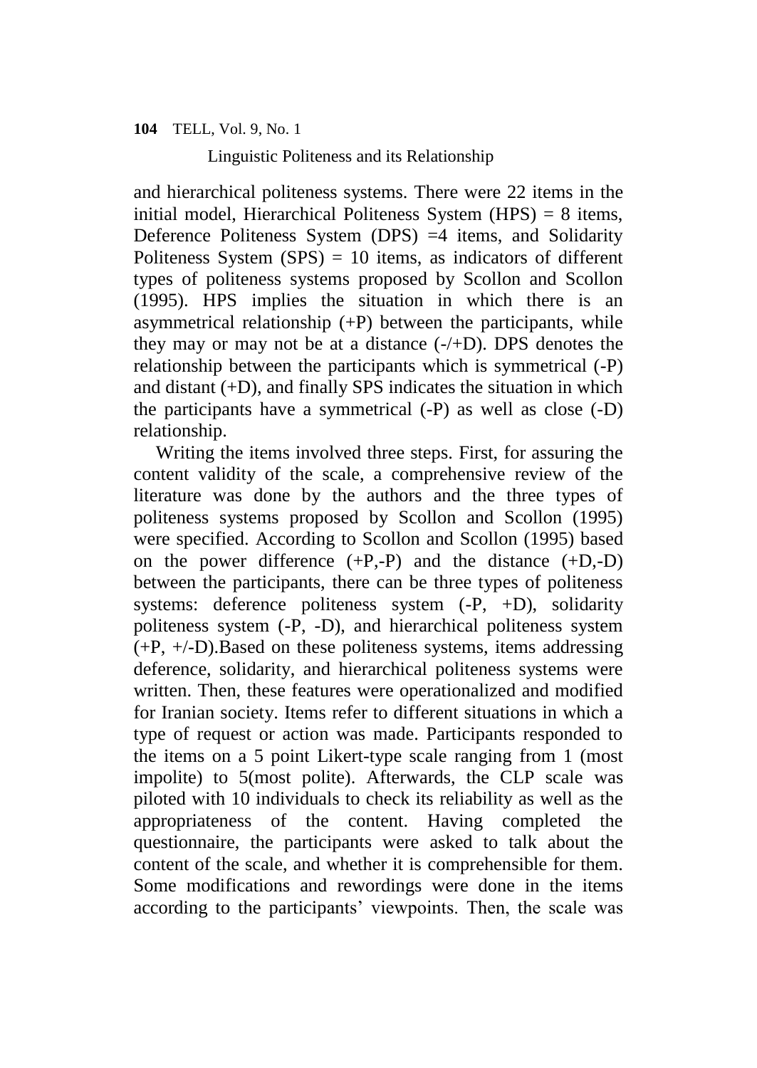and hierarchical politeness systems. There were 22 items in the initial model, Hierarchical Politeness System (HPS) = 8 items, Deference Politeness System (DPS) =4 items, and Solidarity Politeness System (SPS) = 10 items, as indicators of different types of politeness systems proposed by Scollon and Scollon (1995). HPS implies the situation in which there is an asymmetrical relationship (+P) between the participants, while they may or may not be at a distance (-/+D). DPS denotes the relationship between the participants which is symmetrical (-P) and distant (+D), and finally SPS indicates the situation in which the participants have a symmetrical (-P) as well as close (-D) relationship.

Writing the items involved three steps. First, for assuring the content validity of the scale, a comprehensive review of the literature was done by the authors and the three types of politeness systems proposed by Scollon and Scollon (1995) were specified. According to Scollon and Scollon (1995) based on the power difference (+P,-P) and the distance (+D,-D) between the participants, there can be three types of politeness systems: deference politeness system (-P, +D), solidarity politeness system (-P, -D), and hierarchical politeness system (+P, +/-D).Based on these politeness systems, items addressing deference, solidarity, and hierarchical politeness systems were written. Then, these features were operationalized and modified for Iranian society. Items refer to different situations in which a type of request or action was made. Participants responded to the items on a 5 point Likert-type scale ranging from 1 (most impolite) to 5(most polite). Afterwards, the CLP scale was piloted with 10 individuals to check its reliability as well as the appropriateness of the content. Having completed the questionnaire, the participants were asked to talk about the content of the scale, and whether it is comprehensible for them. Some modifications and rewordings were done in the items according to the participants' viewpoints. Then, the scale was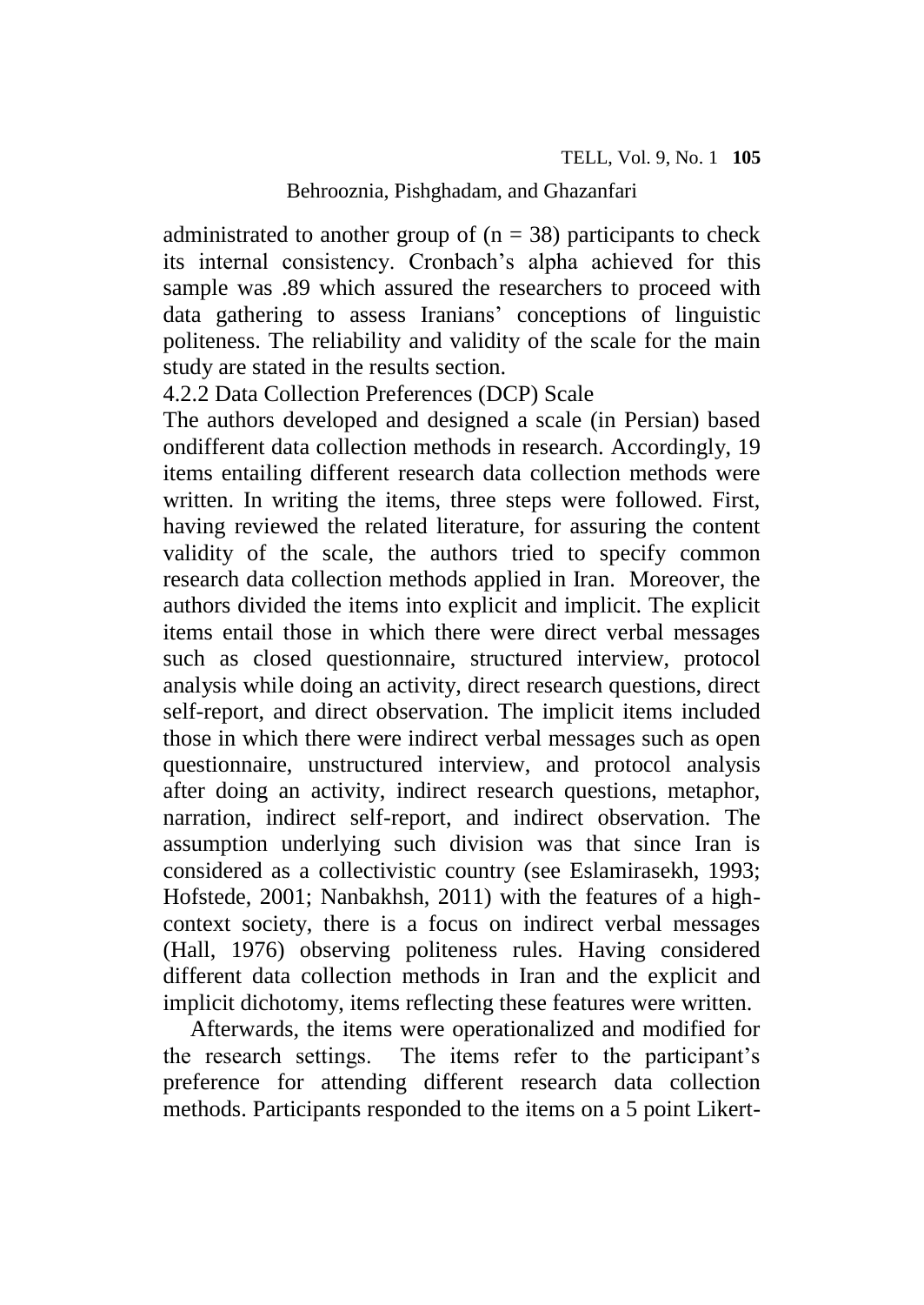administrated to another group of (n = 38) participants to check its internal consistency. Cronbach's alpha achieved for this sample was .89 which assured the researchers to proceed with data gathering to assess Iranians' conceptions of linguistic politeness. The reliability and validity of the scale for the main study are stated in the results section.

### 4.2.2 Data Collection Preferences (DCP) Scale

The authors developed and designed a scale (in Persian) based ondifferent data collection methods in research. Accordingly, 19 items entailing different research data collection methods were written. In writing the items, three steps were followed. First, having reviewed the related literature, for assuring the content validity of the scale, the authors tried to specify common research data collection methods applied in Iran. Moreover, the authors divided the items into explicit and implicit. The explicit items entail those in which there were direct verbal messages such as closed questionnaire, structured interview, protocol analysis while doing an activity, direct research questions, direct self-report, and direct observation. The implicit items included those in which there were indirect verbal messages such as open questionnaire, unstructured interview, and protocol analysis after doing an activity, indirect research questions, metaphor, narration, indirect self-report, and indirect observation. The assumption underlying such division was that since Iran is considered as a collectivistic country (see Eslamirasekh, 1993; Hofstede, 2001; Nanbakhsh, 2011) with the features of a high-context society, there is a focus on indirect verbal messages (Hall, 1976) observing politeness rules. Having considered different data collection methods in Iran and the explicit and implicit dichotomy, items reflecting these features were written.

Afterwards, the items were operationalized and modified for the research settings. The items refer to the participant's preference for attending different research data collection methods. Participants responded to the items on a 5 point Likert-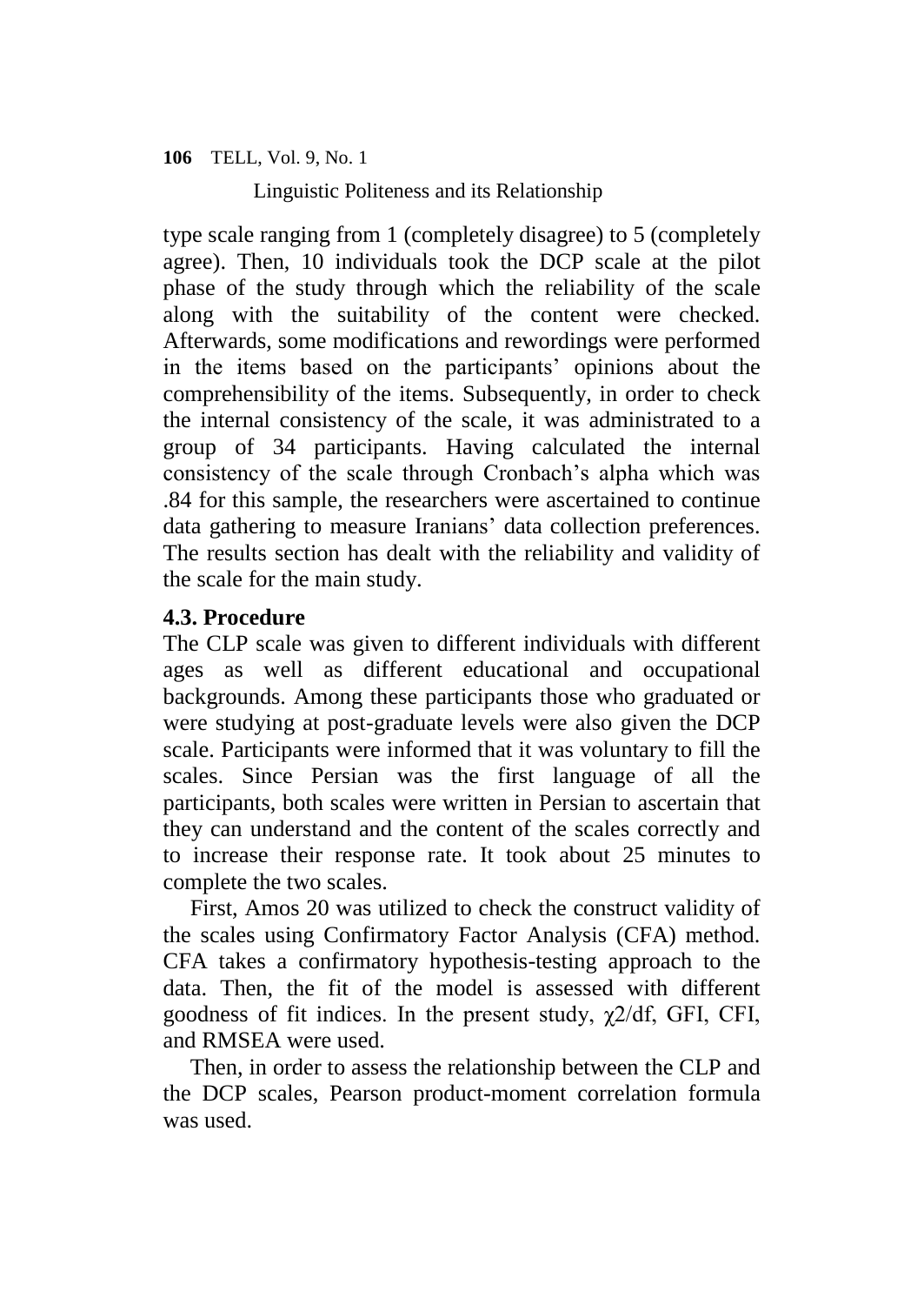type scale ranging from 1 (completely disagree) to 5 (completely agree). Then, 10 individuals took the DCP scale at the pilot phase of the study through which the reliability of the scale along with the suitability of the content were checked. Afterwards, some modifications and rewordings were performed in the items based on the participants' opinions about the comprehensibility of the items. Subsequently, in order to check the internal consistency of the scale, it was administrated to a group of 34 participants. Having calculated the internal consistency of the scale through Cronbach's alpha which was .84 for this sample, the researchers were ascertained to continue data gathering to measure Iranians' data collection preferences. The results section has dealt with the reliability and validity of the scale for the main study.

### 4.3. Procedure

The CLP scale was given to different individuals with different ages as well as different educational and occupational backgrounds. Among these participants those who graduated or were studying at post-graduate levels were also given the DCP scale. Participants were informed that it was voluntary to fill the scales. Since Persian was the first language of all the participants, both scales were written in Persian to ascertain that they can understand and the content of the scales correctly and to increase their response rate. It took about 25 minutes to complete the two scales.

First, Amos 20 was utilized to check the construct validity of the scales using Confirmatory Factor Analysis (CFA) method. CFA takes a confirmatory hypothesis-testing approach to the data. Then, the fit of the model is assessed with different goodness of fit indices. In the present study, $\chi 2/df$, GFI, CFI, and RMSEA were used.

Then, in order to assess the relationship between the CLP and the DCP scales, Pearson product-moment correlation formula was used.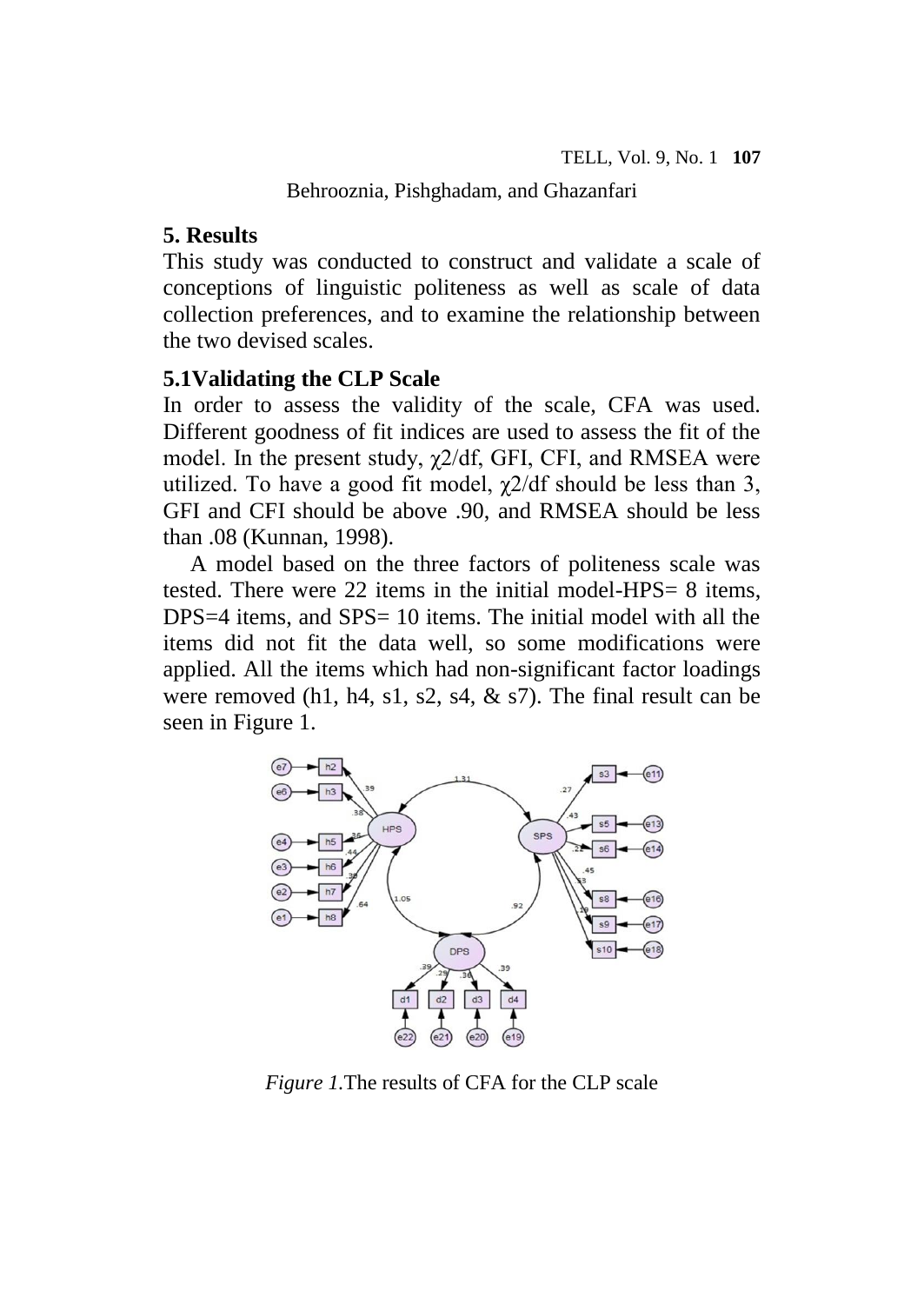## 5. Results

This study was conducted to construct and validate a scale of conceptions of linguistic politeness as well as scale of data collection preferences, and to examine the relationship between the two devised scales.

### 5.1Validating the CLP Scale

In order to assess the validity of the scale, CFA was used. Different goodness of fit indices are used to assess the fit of the model. In the present study, $\chi2$/df, GFI, CFI, and RMSEA were utilized. To have a good fit model, $\chi2$/df should be less than 3, GFI and CFI should be above .90, and RMSEA should be less than .08 (Kunnan, 1998).

A model based on the three factors of politeness scale was tested. There were 22 items in the initial model-HPS= 8 items, DPS=4 items, and SPS= 10 items. The initial model with all the items did not fit the data well, so some modifications were applied. All the items which had non-significant factor loadings were removed (h1, h4, s1, s2, s4, & s7). The final result can be seen in Figure 1.

*Figure 1.*The results of CFA for the CLP scale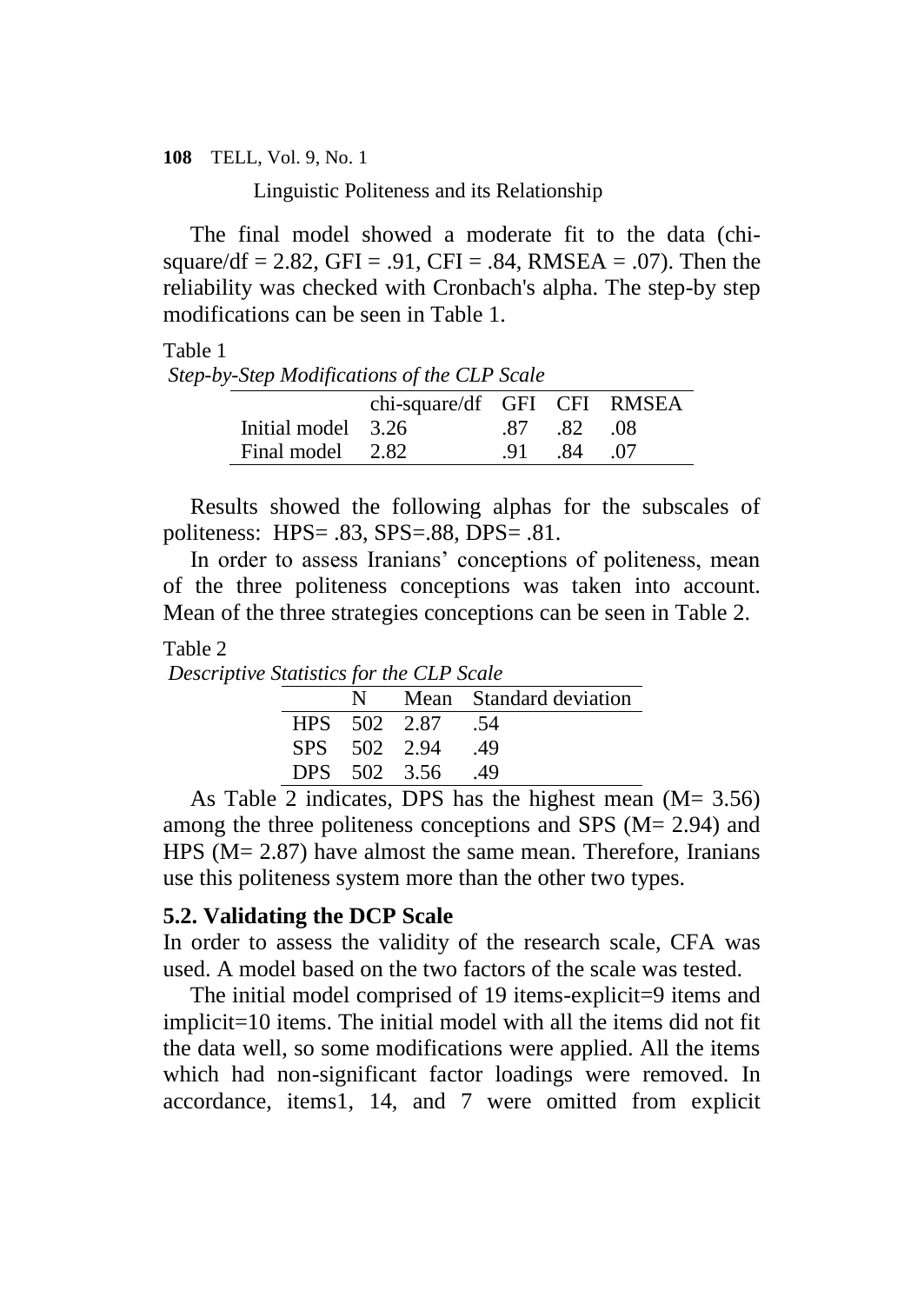The final model showed a moderate fit to the data (chi-square/df = 2.82, GFI = .91, CFI = .84, RMSEA = .07). Then the reliability was checked with Cronbach's alpha. The step-by step modifications can be seen in Table 1.

Table 1
*Step-by-Step Modifications of the CLP Scale*

| | chi-square/df | GFI | CFI | RMSEA |
|---|---|---|---|---|
| Initial model | 3.26 | .87 | .82 | .08 |
| Final model | 2.82 | .91 | .84 | .07 |

Results showed the following alphas for the subscales of politeness: HPS= .83, SPS=.88, DPS= .81.

In order to assess Iranians' conceptions of politeness, mean of the three politeness conceptions was taken into account. Mean of the three strategies conceptions can be seen in Table 2.

Table 2
*Descriptive Statistics for the CLP Scale*

| | N | Mean | Standard deviation |
|---|---|---|---|
| HPS | 502 | 2.87 | .54 |
| SPS | 502 | 2.94 | .49 |
| DPS | 502 | 3.56 | .49 |

As Table 2 indicates, DPS has the highest mean (M= 3.56) among the three politeness conceptions and SPS (M= 2.94) and HPS (M= 2.87) have almost the same mean. Therefore, Iranians use this politeness system more than the other two types.

### 5.2. Validating the DCP Scale

In order to assess the validity of the research scale, CFA was used. A model based on the two factors of the scale was tested.

The initial model comprised of 19 items-explicit=9 items and implicit=10 items. The initial model with all the items did not fit the data well, so some modifications were applied. All the items which had non-significant factor loadings were removed. In accordance, items1, 14, and 7 were omitted from explicit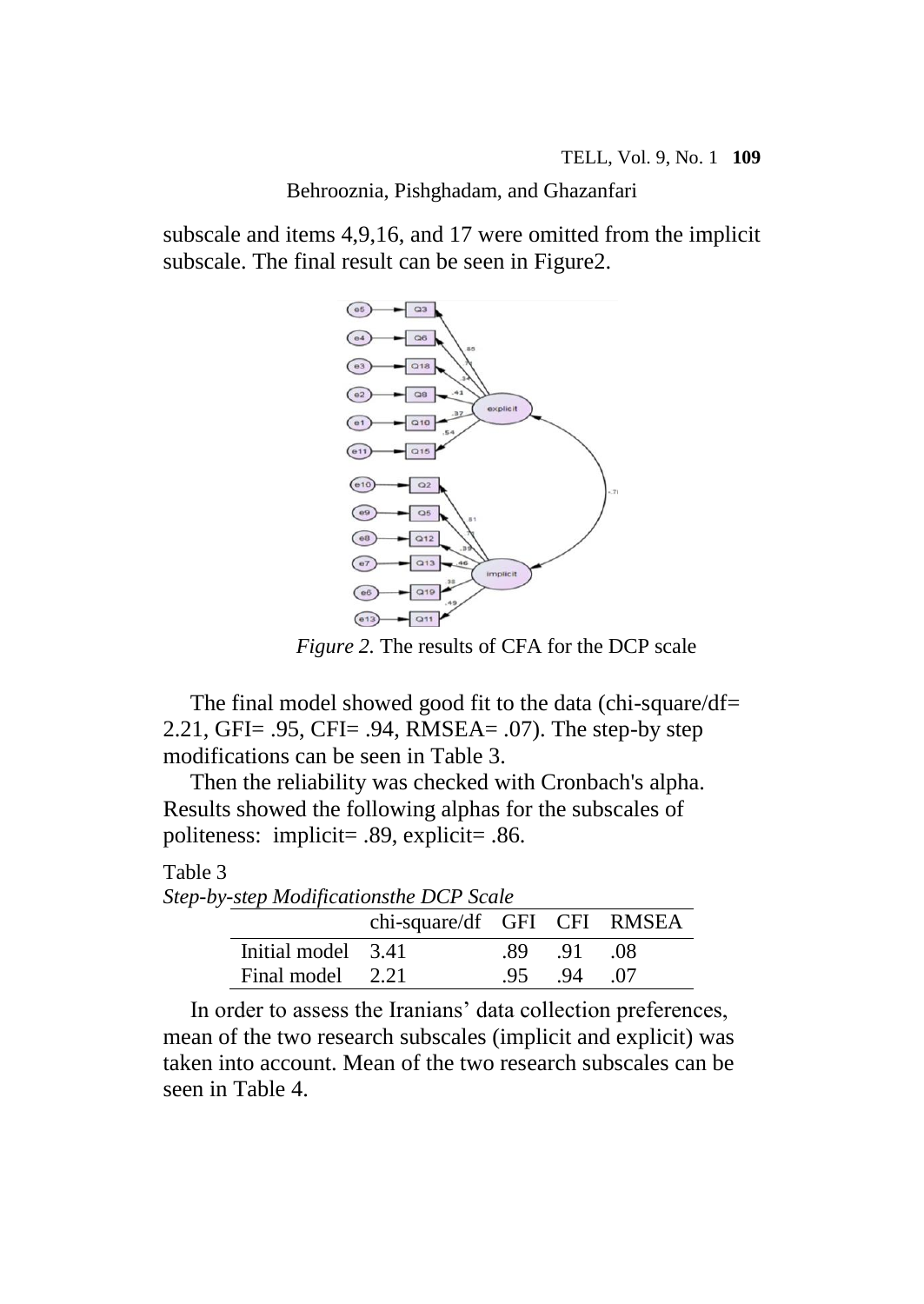subscale and items 4,9,16, and 17 were omitted from the implicit subscale. The final result can be seen in Figure2.

*Figure 2.* The results of CFA for the DCP scale

The final model showed good fit to the data (chi-square/df= 2.21, GFI= .95, CFI= .94, RMSEA= .07). The step-by step modifications can be seen in Table 3.

Then the reliability was checked with Cronbach's alpha. Results showed the following alphas for the subscales of politeness: implicit= .89, explicit= .86.

Table 3
*Step-by-step Modificationsthe DCP Scale*

| | chi-square/df | GFI | CFI | RMSEA |
|---|---|---|---|---|
| Initial model | 3.41 | .89 | .91 | .08 |
| Final model | 2.21 | .95 | .94 | .07 |

In order to assess the Iranians' data collection preferences, mean of the two research subscales (implicit and explicit) was taken into account. Mean of the two research subscales can be seen in Table 4.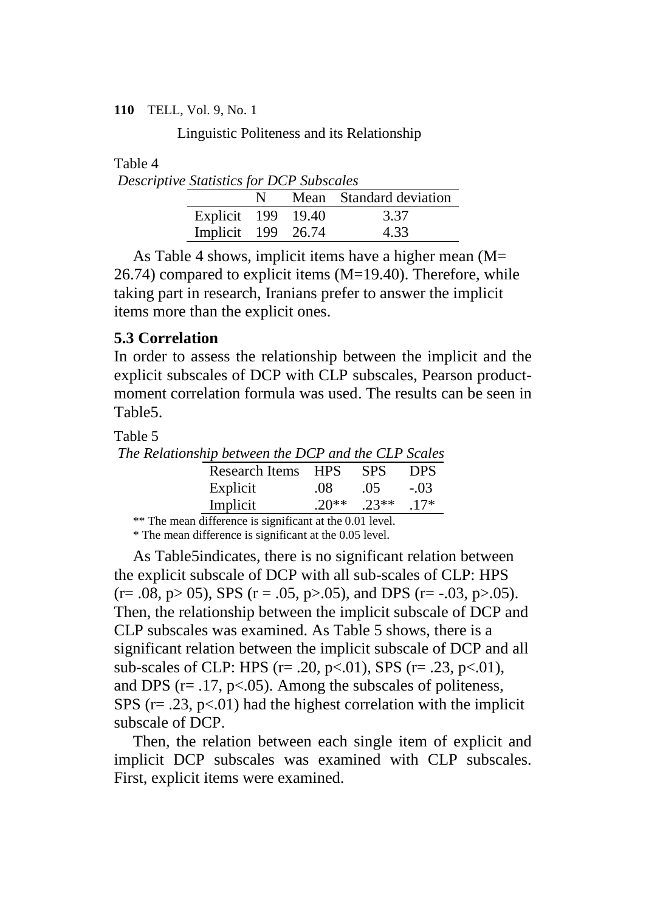Table 4

*Descriptive Statistics for DCP Subscales*

| | N | Mean | Standard deviation |
|---|---|---|---|
| Explicit | 199 | 19.40 | 3.37 |
| Implicit | 199 | 26.74 | 4.33 |

As Table 4 shows, implicit items have a higher mean (M= 26.74) compared to explicit items (M=19.40). Therefore, while taking part in research, Iranians prefer to answer the implicit items more than the explicit ones.

## 5.3 Correlation

In order to assess the relationship between the implicit and the explicit subscales of DCP with CLP subscales, Pearson product-moment correlation formula was used. The results can be seen in Table5.

Table 5

*The Relationship between the DCP and the CLP Scales*

| Research Items | HPS | SPS | DPS |
|---|---|---|---|
| Explicit | .08 | .05 | -.03 |
| Implicit | .20** | .23** | .17* |

** The mean difference is significant at the 0.01 level.

* The mean difference is significant at the 0.05 level.

As Table5indicates, there is no significant relation between the explicit subscale of DCP with all sub-scales of CLP: HPS ($r= .08$, $p> 05$), SPS ($r = .05$, $p>.05$), and DPS ($r= -.03$, $p>.05$). Then, the relationship between the implicit subscale of DCP and CLP subscales was examined. As Table 5 shows, there is a significant relation between the implicit subscale of DCP and all sub-scales of CLP: HPS ($r= .20$, $p<.01$), SPS ($r= .23$, $p<.01$), and DPS ($r= .17$, $p<.05$). Among the subscales of politeness, SPS ($r= .23$, $p<.01$) had the highest correlation with the implicit subscale of DCP.

Then, the relation between each single item of explicit and implicit DCP subscales was examined with CLP subscales. First, explicit items were examined.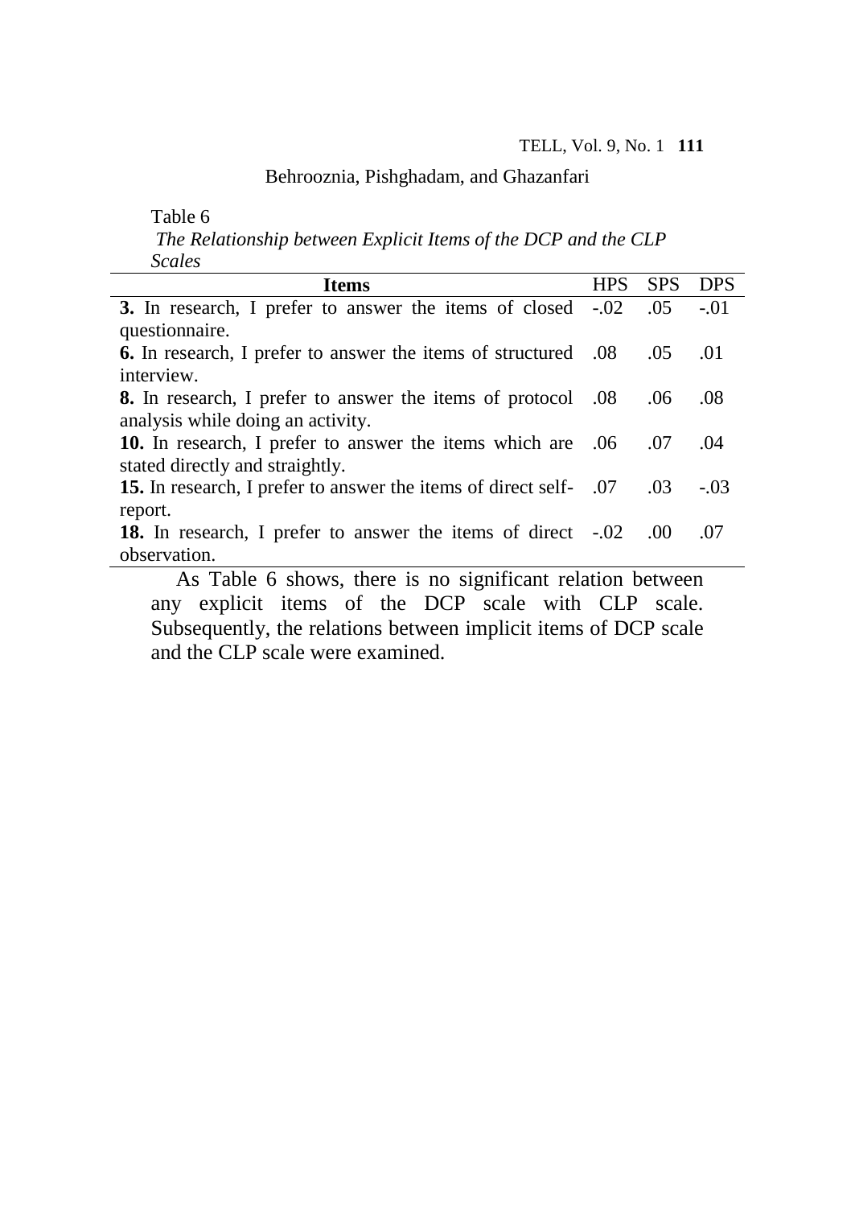Table 6

*The Relationship between Explicit Items of the DCP and the CLP Scales*

| Items | HPS | SPS | DPS |
|---|---|---|---|
| **3.** In research, I prefer to answer the items of closed questionnaire. | -.02 | .05 | -.01 |
| **6.** In research, I prefer to answer the items of structured interview. | .08 | .05 | .01 |
| **8.** In research, I prefer to answer the items of protocol analysis while doing an activity. | .08 | .06 | .08 |
| **10.** In research, I prefer to answer the items which are stated directly and straightly. | .06 | .07 | .04 |
| **15.** In research, I prefer to answer the items of direct self-report. | .07 | .03 | -.03 |
| **18.** In research, I prefer to answer the items of direct observation. | -.02 | .00 | .07 |

As Table 6 shows, there is no significant relation between any explicit items of the DCP scale with CLP scale. Subsequently, the relations between implicit items of DCP scale and the CLP scale were examined.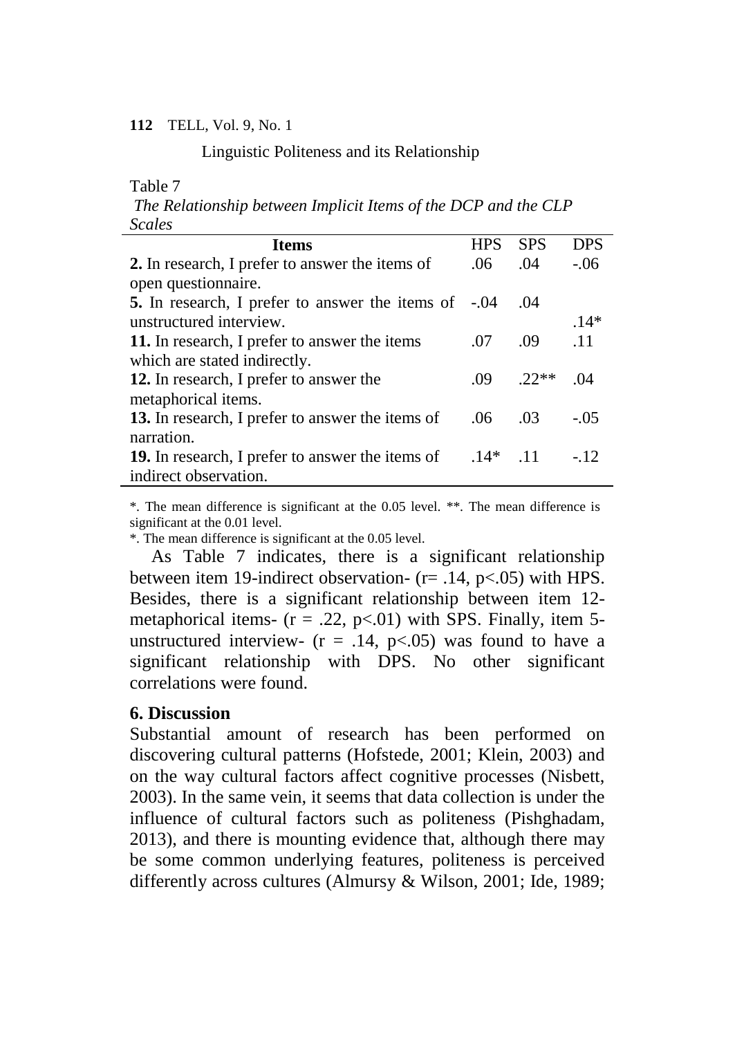Table 7

*The Relationship between Implicit Items of the DCP and the CLP Scales*

| Items | HPS | SPS | DPS |
|---|---|---|---|
| **2.** In research, I prefer to answer the items of open questionnaire. | .06 | .04 | -.06 |
| **5.** In research, I prefer to answer the items of unstructured interview. | -.04 | .04 | .14* |
| **11.** In research, I prefer to answer the items which are stated indirectly. | .07 | .09 | .11 |
| **12.** In research, I prefer to answer the metaphorical items. | .09 | .22** | .04 |
| **13.** In research, I prefer to answer the items of narration. | .06 | .03 | -.05 |
| **19.** In research, I prefer to answer the items of indirect observation. | .14* | .11 | -.12 |

*. The mean difference is significant at the 0.05 level. **. The mean difference is significant at the 0.01 level.

*. The mean difference is significant at the 0.05 level.

As Table 7 indicates, there is a significant relationship between item 19-indirect observation- ($r = .14$, $p < .05$) with HPS. Besides, there is a significant relationship between item 12- metaphorical items- ($r = .22$, $p < .01$) with SPS. Finally, item 5- unstructured interview- ($r = .14$, $p < .05$) was found to have a significant relationship with DPS. No other significant correlations were found.

## 6. Discussion

Substantial amount of research has been performed on discovering cultural patterns (Hofstede, 2001; Klein, 2003) and on the way cultural factors affect cognitive processes (Nisbett, 2003). In the same vein, it seems that data collection is under the influence of cultural factors such as politeness (Pishghadam, 2013), and there is mounting evidence that, although there may be some common underlying features, politeness is perceived differently across cultures (Almursy & Wilson, 2001; Ide, 1989;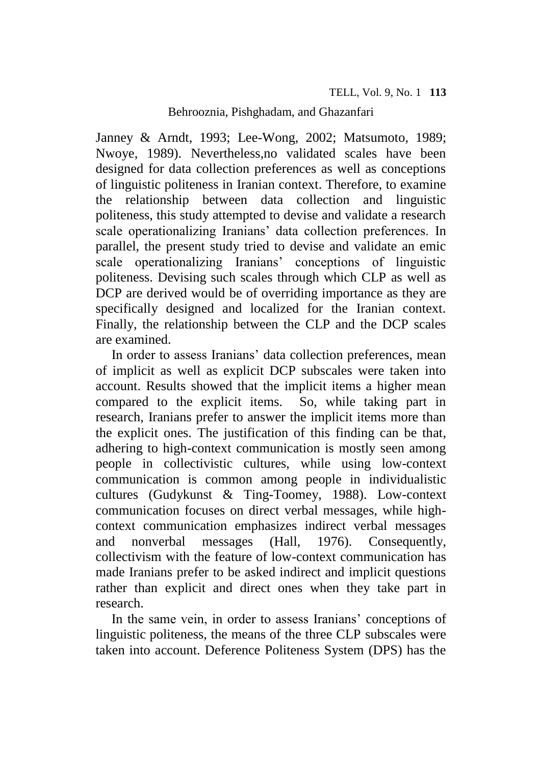Janney & Arndt, 1993; Lee-Wong, 2002; Matsumoto, 1989; Nwoye, 1989). Nevertheless,no validated scales have been designed for data collection preferences as well as conceptions of linguistic politeness in Iranian context. Therefore, to examine the relationship between data collection and linguistic politeness, this study attempted to devise and validate a research scale operationalizing Iranians' data collection preferences. In parallel, the present study tried to devise and validate an emic scale operationalizing Iranians' conceptions of linguistic politeness. Devising such scales through which CLP as well as DCP are derived would be of overriding importance as they are specifically designed and localized for the Iranian context. Finally, the relationship between the CLP and the DCP scales are examined.

In order to assess Iranians' data collection preferences, mean of implicit as well as explicit DCP subscales were taken into account. Results showed that the implicit items a higher mean compared to the explicit items. So, while taking part in research, Iranians prefer to answer the implicit items more than the explicit ones. The justification of this finding can be that, adhering to high-context communication is mostly seen among people in collectivistic cultures, while using low-context communication is common among people in individualistic cultures (Gudykunst & Ting-Toomey, 1988). Low-context communication focuses on direct verbal messages, while high-context communication emphasizes indirect verbal messages and nonverbal messages (Hall, 1976). Consequently, collectivism with the feature of low-context communication has made Iranians prefer to be asked indirect and implicit questions rather than explicit and direct ones when they take part in research.

In the same vein, in order to assess Iranians' conceptions of linguistic politeness, the means of the three CLP subscales were taken into account. Deference Politeness System (DPS) has the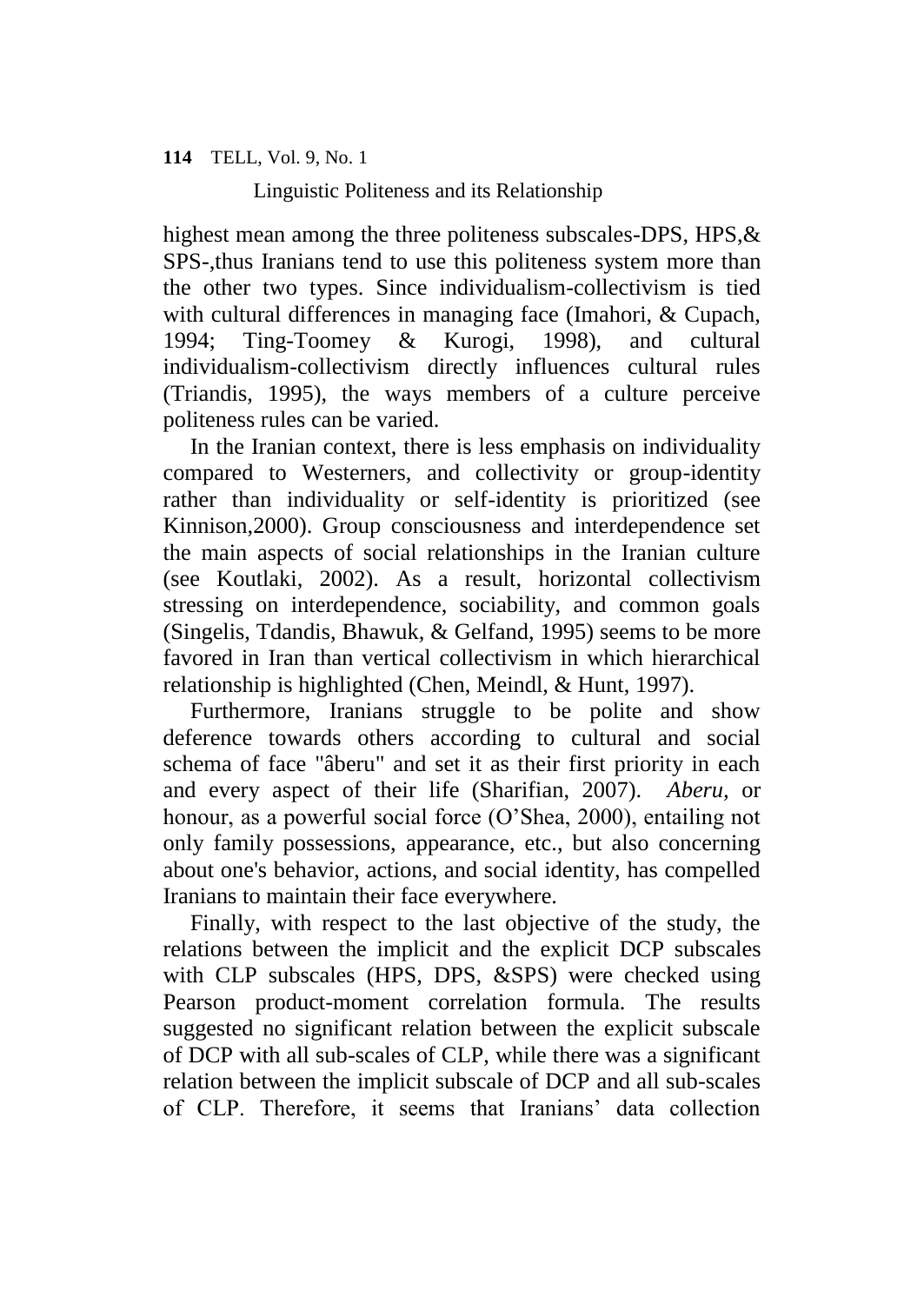highest mean among the three politeness subscales-DPS, HPS,& SPS-,thus Iranians tend to use this politeness system more than the other two types. Since individualism-collectivism is tied with cultural differences in managing face (Imahori, & Cupach, 1994; Ting-Toomey & Kurogi, 1998), and cultural individualism-collectivism directly influences cultural rules (Triandis, 1995), the ways members of a culture perceive politeness rules can be varied.

In the Iranian context, there is less emphasis on individuality compared to Westerners, and collectivity or group-identity rather than individuality or self-identity is prioritized (see Kinnison,2000). Group consciousness and interdependence set the main aspects of social relationships in the Iranian culture (see Koutlaki, 2002). As a result, horizontal collectivism stressing on interdependence, sociability, and common goals (Singelis, Tdandis, Bhawuk, & Gelfand, 1995) seems to be more favored in Iran than vertical collectivism in which hierarchical relationship is highlighted (Chen, Meindl, & Hunt, 1997).

Furthermore, Iranians struggle to be polite and show deference towards others according to cultural and social schema of face "âberu" and set it as their first priority in each and every aspect of their life (Sharifian, 2007). *Aberu,* or honour, as a powerful social force (O'Shea, 2000), entailing not only family possessions, appearance, etc., but also concerning about one's behavior, actions, and social identity, has compelled Iranians to maintain their face everywhere.

Finally, with respect to the last objective of the study, the relations between the implicit and the explicit DCP subscales with CLP subscales (HPS, DPS, &SPS) were checked using Pearson product-moment correlation formula. The results suggested no significant relation between the explicit subscale of DCP with all sub-scales of CLP, while there was a significant relation between the implicit subscale of DCP and all sub-scales of CLP. Therefore, it seems that Iranians' data collection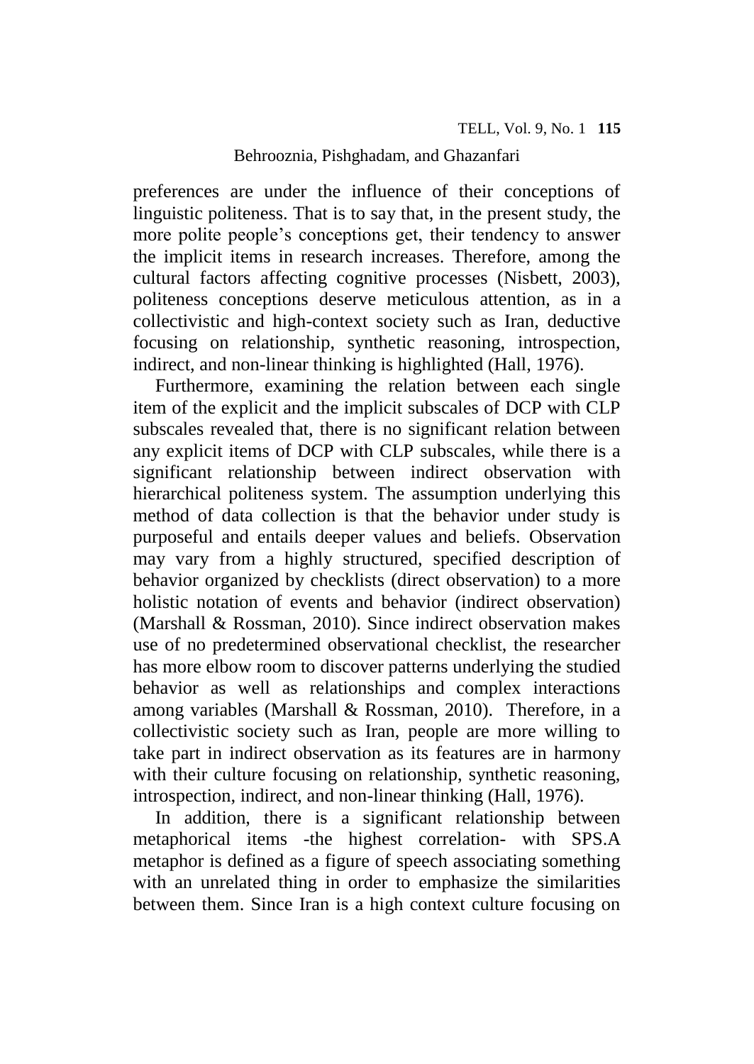preferences are under the influence of their conceptions of linguistic politeness. That is to say that, in the present study, the more polite people's conceptions get, their tendency to answer the implicit items in research increases. Therefore, among the cultural factors affecting cognitive processes (Nisbett, 2003), politeness conceptions deserve meticulous attention, as in a collectivistic and high-context society such as Iran, deductive focusing on relationship, synthetic reasoning, introspection, indirect, and non-linear thinking is highlighted (Hall, 1976).

Furthermore, examining the relation between each single item of the explicit and the implicit subscales of DCP with CLP subscales revealed that, there is no significant relation between any explicit items of DCP with CLP subscales, while there is a significant relationship between indirect observation with hierarchical politeness system. The assumption underlying this method of data collection is that the behavior under study is purposeful and entails deeper values and beliefs. Observation may vary from a highly structured, specified description of behavior organized by checklists (direct observation) to a more holistic notation of events and behavior (indirect observation) (Marshall & Rossman, 2010). Since indirect observation makes use of no predetermined observational checklist, the researcher has more elbow room to discover patterns underlying the studied behavior as well as relationships and complex interactions among variables (Marshall & Rossman, 2010). Therefore, in a collectivistic society such as Iran, people are more willing to take part in indirect observation as its features are in harmony with their culture focusing on relationship, synthetic reasoning, introspection, indirect, and non-linear thinking (Hall, 1976).

In addition, there is a significant relationship between metaphorical items -the highest correlation- with SPS.A metaphor is defined as a figure of speech associating something with an unrelated thing in order to emphasize the similarities between them. Since Iran is a high context culture focusing on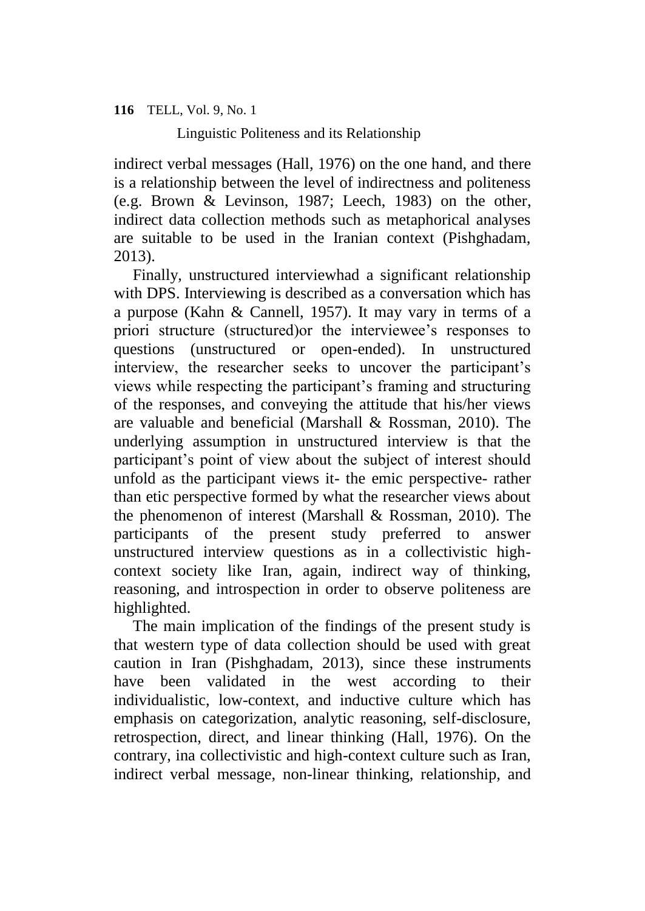indirect verbal messages (Hall, 1976) on the one hand, and there is a relationship between the level of indirectness and politeness (e.g. Brown & Levinson, 1987; Leech, 1983) on the other, indirect data collection methods such as metaphorical analyses are suitable to be used in the Iranian context (Pishghadam, 2013).

Finally, unstructured interviewhad a significant relationship with DPS. Interviewing is described as a conversation which has a purpose (Kahn & Cannell, 1957). It may vary in terms of a priori structure (structured)or the interviewee's responses to questions (unstructured or open-ended). In unstructured interview, the researcher seeks to uncover the participant's views while respecting the participant's framing and structuring of the responses, and conveying the attitude that his/her views are valuable and beneficial (Marshall & Rossman, 2010). The underlying assumption in unstructured interview is that the participant's point of view about the subject of interest should unfold as the participant views it- the emic perspective- rather than etic perspective formed by what the researcher views about the phenomenon of interest (Marshall & Rossman, 2010). The participants of the present study preferred to answer unstructured interview questions as in a collectivistic high-context society like Iran, again, indirect way of thinking, reasoning, and introspection in order to observe politeness are highlighted.

The main implication of the findings of the present study is that western type of data collection should be used with great caution in Iran (Pishghadam, 2013), since these instruments have been validated in the west according to their individualistic, low-context, and inductive culture which has emphasis on categorization, analytic reasoning, self-disclosure, retrospection, direct, and linear thinking (Hall, 1976). On the contrary, ina collectivistic and high-context culture such as Iran, indirect verbal message, non-linear thinking, relationship, and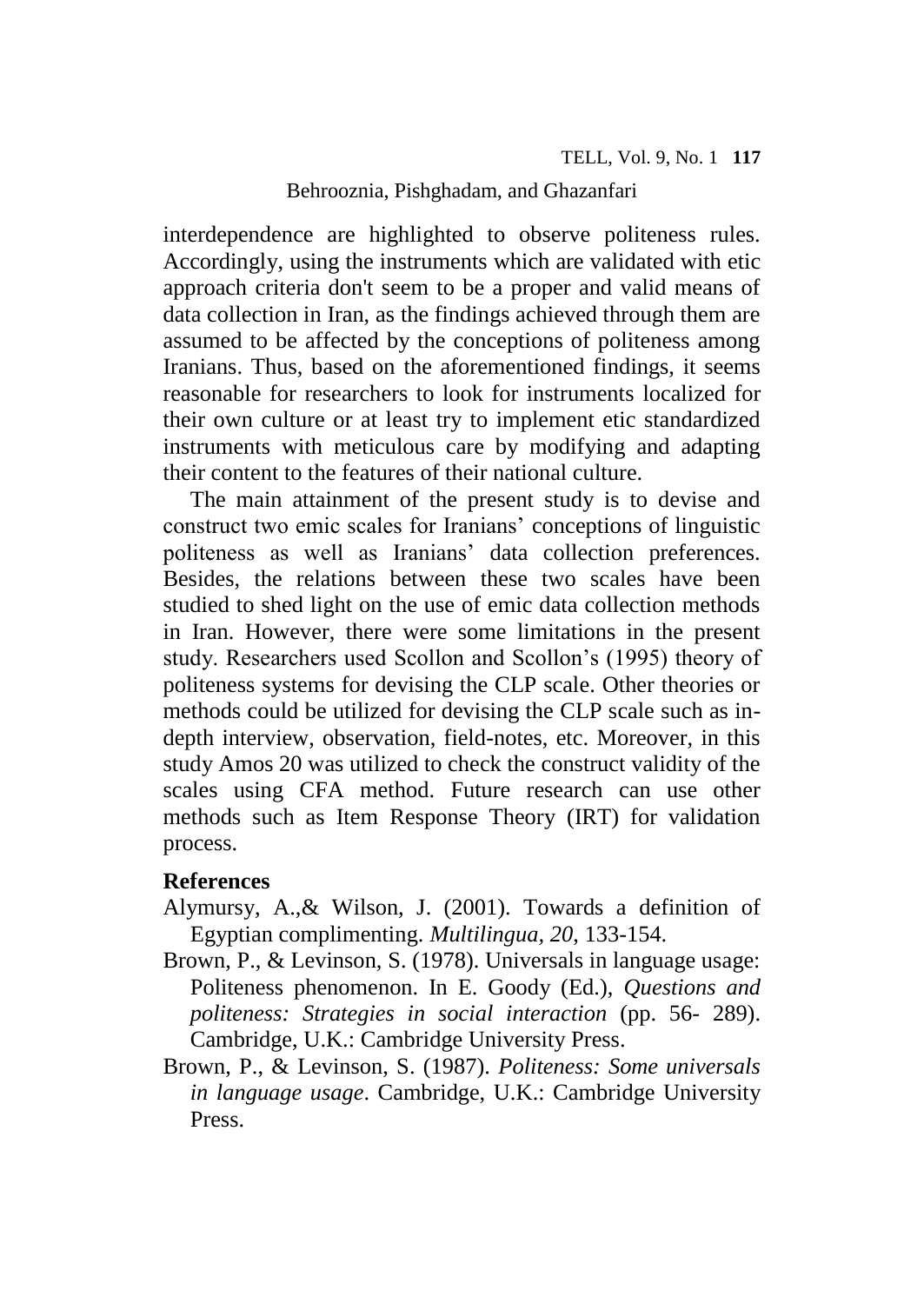interdependence are highlighted to observe politeness rules. Accordingly, using the instruments which are validated with etic approach criteria don't seem to be a proper and valid means of data collection in Iran, as the findings achieved through them are assumed to be affected by the conceptions of politeness among Iranians. Thus, based on the aforementioned findings, it seems reasonable for researchers to look for instruments localized for their own culture or at least try to implement etic standardized instruments with meticulous care by modifying and adapting their content to the features of their national culture.

The main attainment of the present study is to devise and construct two emic scales for Iranians' conceptions of linguistic politeness as well as Iranians' data collection preferences. Besides, the relations between these two scales have been studied to shed light on the use of emic data collection methods in Iran. However, there were some limitations in the present study. Researchers used Scollon and Scollon's (1995) theory of politeness systems for devising the CLP scale. Other theories or methods could be utilized for devising the CLP scale such as in-depth interview, observation, field-notes, etc. Moreover, in this study Amos 20 was utilized to check the construct validity of the scales using CFA method. Future research can use other methods such as Item Response Theory (IRT) for validation process.

## References

Alymursy, A.,& Wilson, J. (2001). Towards a definition of Egyptian complimenting. *Multilingua, 20*, 133-154.

Brown, P., & Levinson, S. (1978). Universals in language usage: Politeness phenomenon. In E. Goody (Ed.), *Questions and politeness: Strategies in social interaction* (pp. 56- 289). Cambridge, U.K.: Cambridge University Press.

Brown, P., & Levinson, S. (1987). *Politeness: Some universals in language usage*. Cambridge, U.K.: Cambridge University Press.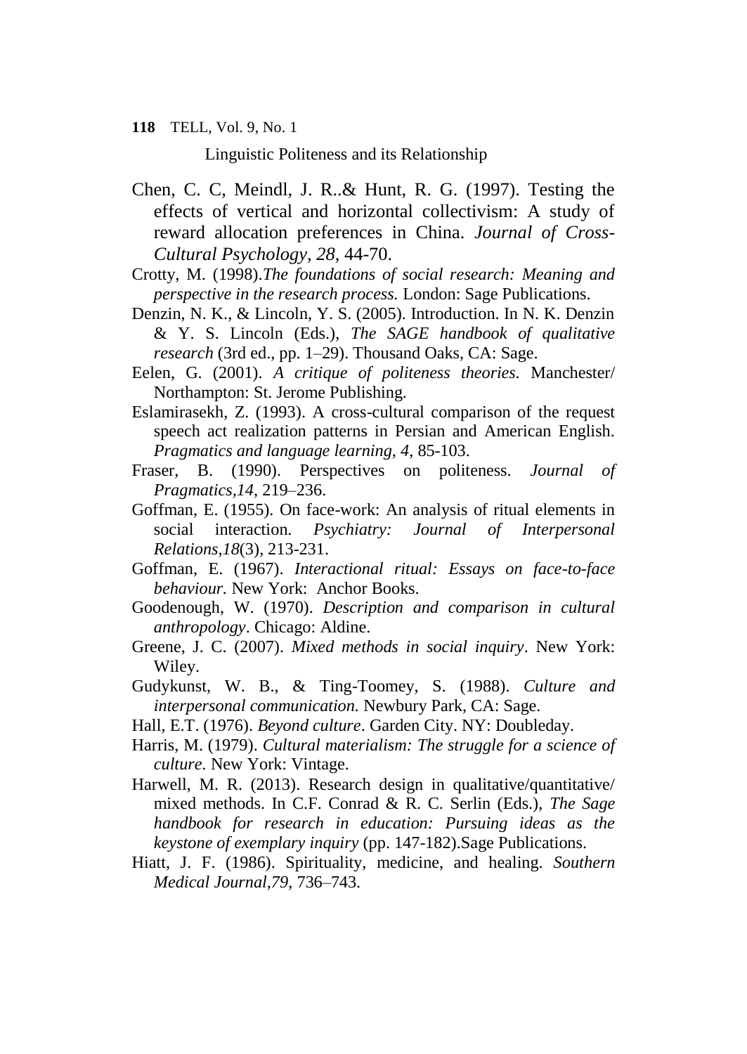Chen, C. C, Meindl, J. R..& Hunt, R. G. (1997). Testing the effects of vertical and horizontal collectivism: A study of reward allocation preferences in China. *Journal of Cross-Cultural Psychology, 28*, 44-70.

Crotty, M. (1998).*The foundations of social research: Meaning and perspective in the research process.* London: Sage Publications.

Denzin, N. K., & Lincoln, Y. S. (2005). Introduction. In N. K. Denzin & Y. S. Lincoln (Eds.), *The SAGE handbook of qualitative research* (3rd ed., pp. 1–29). Thousand Oaks, CA: Sage.

Eelen, G. (2001). *A critique of politeness theories*. Manchester/ Northampton: St. Jerome Publishing.

Eslamirasekh, Z. (1993). A cross-cultural comparison of the request speech act realization patterns in Persian and American English. *Pragmatics and language learning, 4*, 85-103.

Fraser, B. (1990). Perspectives on politeness. *Journal of Pragmatics,14*, 219–236.

Goffman, E. (1955). On face-work: An analysis of ritual elements in social interaction*. Psychiatry: Journal of Interpersonal Relations,18*(3), 213-231.

Goffman, E. (1967). *Interactional ritual: Essays on face-to-face behaviour.* New York: Anchor Books.

Goodenough, W. (1970). *Description and comparison in cultural anthropology*. Chicago: Aldine.

Greene, J. C. (2007). *Mixed methods in social inquiry*. New York: Wiley.

Gudykunst, W. B., & Ting-Toomey, S. (1988). *Culture and interpersonal communication.* Newbury Park, CA: Sage.

Hall, E.T. (1976). *Beyond culture*. Garden City. NY: Doubleday.

Harris, M. (1979). *Cultural materialism: The struggle for a science of culture*. New York: Vintage.

Harwell, M. R. (2013). Research design in qualitative/quantitative/ mixed methods. In C.F. Conrad & R. C. Serlin (Eds.), *The Sage handbook for research in education: Pursuing ideas as the keystone of exemplary inquiry* (pp. 147-182).Sage Publications.

Hiatt, J. F. (1986). Spirituality, medicine, and healing. *Southern Medical Journal,79*, 736–743.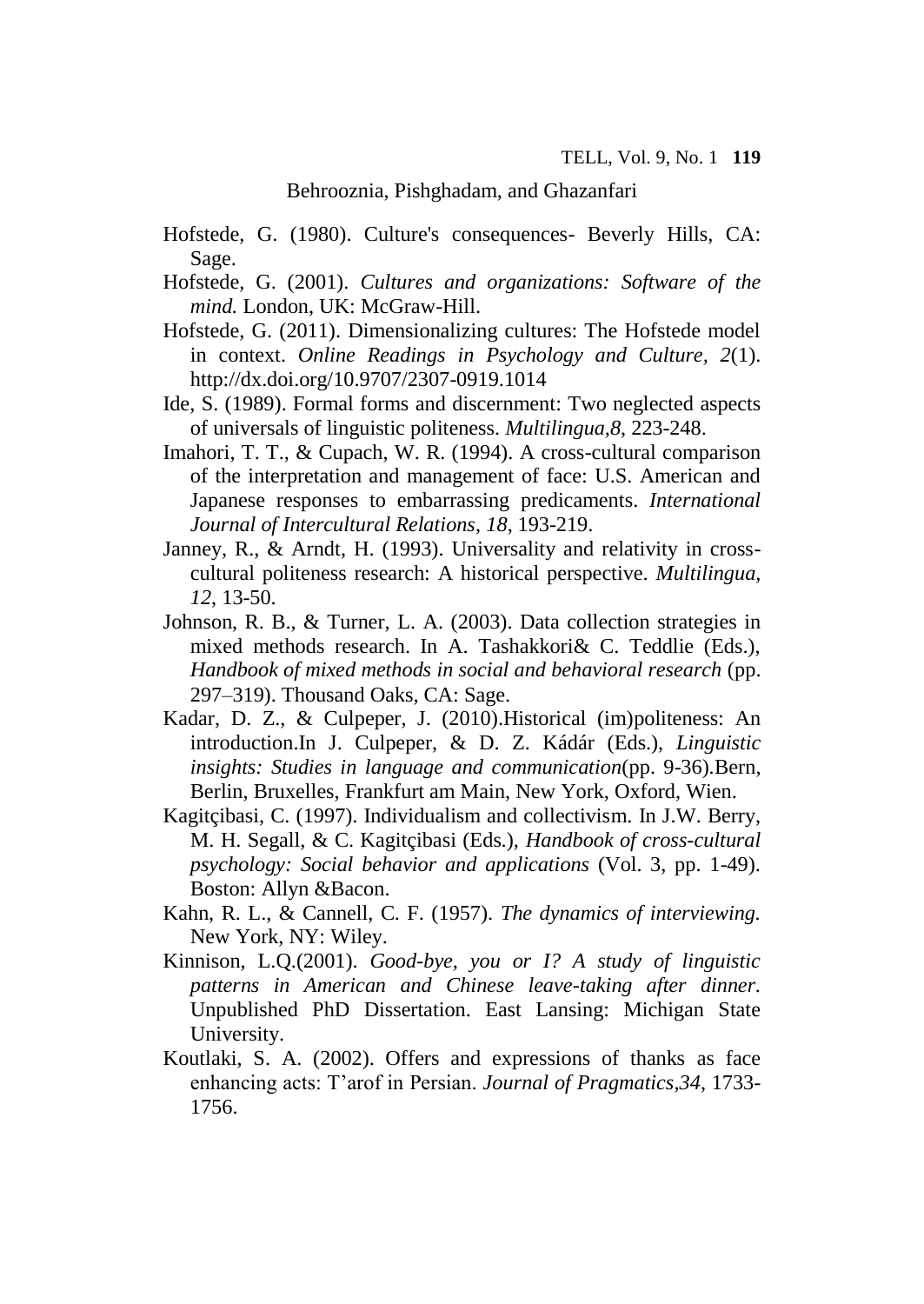Hofstede, G. (1980). Culture's consequences- Beverly Hills, CA: Sage.

Hofstede, G. (2001). *Cultures and organizations: Software of the mind.* London, UK: McGraw-Hill.

Hofstede, G. (2011). Dimensionalizing cultures: The Hofstede model in context. *Online Readings in Psychology and Culture, 2*(1). http://dx.doi.org/10.9707/2307-0919.1014

Ide, S. (1989). Formal forms and discernment: Two neglected aspects of universals of linguistic politeness. *Multilingua,8*, 223-248.

Imahori, T. T., & Cupach, W. R. (1994). A cross-cultural comparison of the interpretation and management of face: U.S. American and Japanese responses to embarrassing predicaments. *International Journal of Intercultural Relations*, *18*, 193-219.

Janney, R., & Arndt, H. (1993). Universality and relativity in cross-cultural politeness research: A historical perspective. *Multilingua*, *12*, 13-50.

Johnson, R. B., & Turner, L. A. (2003). Data collection strategies in mixed methods research. In A. Tashakkori& C. Teddlie (Eds.), *Handbook of mixed methods in social and behavioral research* (pp. 297–319). Thousand Oaks, CA: Sage.

Kadar, D. Z., & Culpeper, J. (2010).Historical (im)politeness: An introduction.In J. Culpeper, & D. Z. Kádár (Eds.), *Linguistic insights: Studies in language and communication*(pp. 9-36).Bern, Berlin, Bruxelles, Frankfurt am Main, New York, Oxford, Wien.

Kagitçibasi, C. (1997). Individualism and collectivism. In J.W. Berry, M. H. Segall, & C. Kagitçibasi (Eds.), *Handbook of cross-cultural psychology: Social behavior and applications* (Vol. 3, pp. 1-49). Boston: Allyn &Bacon.

Kahn, R. L., & Cannell, C. F. (1957). *The dynamics of interviewing.* New York, NY: Wiley.

Kinnison, L.Q.(2001). *Good-bye, you or I? A study of linguistic patterns in American and Chinese leave-taking after dinner.* Unpublished PhD Dissertation. East Lansing: Michigan State University.

Koutlaki, S. A. (2002). Offers and expressions of thanks as face enhancing acts: T'arof in Persian. *Journal of Pragmatics*,*34*, 1733-1756.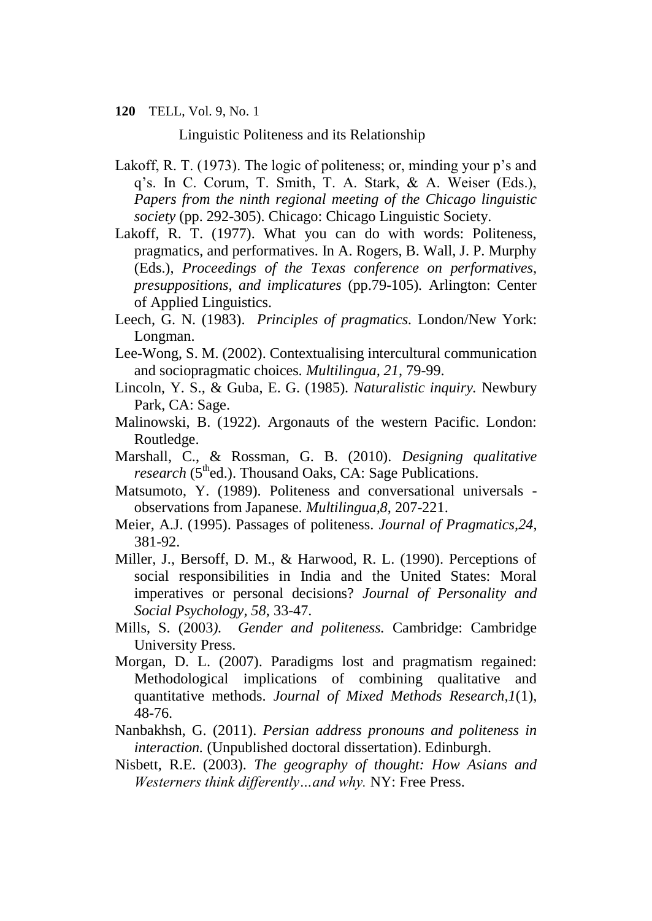Lakoff, R. T. (1973). The logic of politeness; or, minding your p's and q's. In C. Corum, T. Smith, T. A. Stark, & A. Weiser (Eds.), *Papers from the ninth regional meeting of the Chicago linguistic society* (pp. 292-305). Chicago: Chicago Linguistic Society.

Lakoff, R. T. (1977). What you can do with words: Politeness, pragmatics, and performatives. In A. Rogers, B. Wall, J. P. Murphy (Eds.), *Proceedings of the Texas conference on performatives, presuppositions, and implicatures* (pp.79-105). Arlington: Center of Applied Linguistics.

Leech, G. N. (1983). *Principles of pragmatics*. London/New York: Longman.

Lee-Wong, S. M. (2002). Contextualising intercultural communication and sociopragmatic choices. *Multilingua, 21*, 79-99.

Lincoln, Y. S., & Guba, E. G. (1985). *Naturalistic inquiry.* Newbury Park, CA: Sage.

Malinowski, B. (1922). Argonauts of the western Pacific. London: Routledge.

Marshall, C., & Rossman, G. B. (2010). *Designing qualitative research* (5th ed.). Thousand Oaks, CA: Sage Publications.

Matsumoto, Y. (1989). Politeness and conversational universals - observations from Japanese. *Multilingua,8*, 207-221.

Meier, A.J. (1995). Passages of politeness. *Journal of Pragmatics,24*, 381-92.

Miller, J., Bersoff, D. M., & Harwood, R. L. (1990). Perceptions of social responsibilities in India and the United States: Moral imperatives or personal decisions? *Journal of Personality and Social Psychology*, *58*, 33-47.

Mills, S. (2003). *Gender and politeness.* Cambridge: Cambridge University Press.

Morgan, D. L. (2007). Paradigms lost and pragmatism regained: Methodological implications of combining qualitative and quantitative methods. *Journal of Mixed Methods Research,1*(1), 48-76.

Nanbakhsh, G. (2011). *Persian address pronouns and politeness in interaction.* (Unpublished doctoral dissertation). Edinburgh.

Nisbett, R.E. (2003). *The geography of thought: How Asians and Westerners think differently…and why.* NY: Free Press.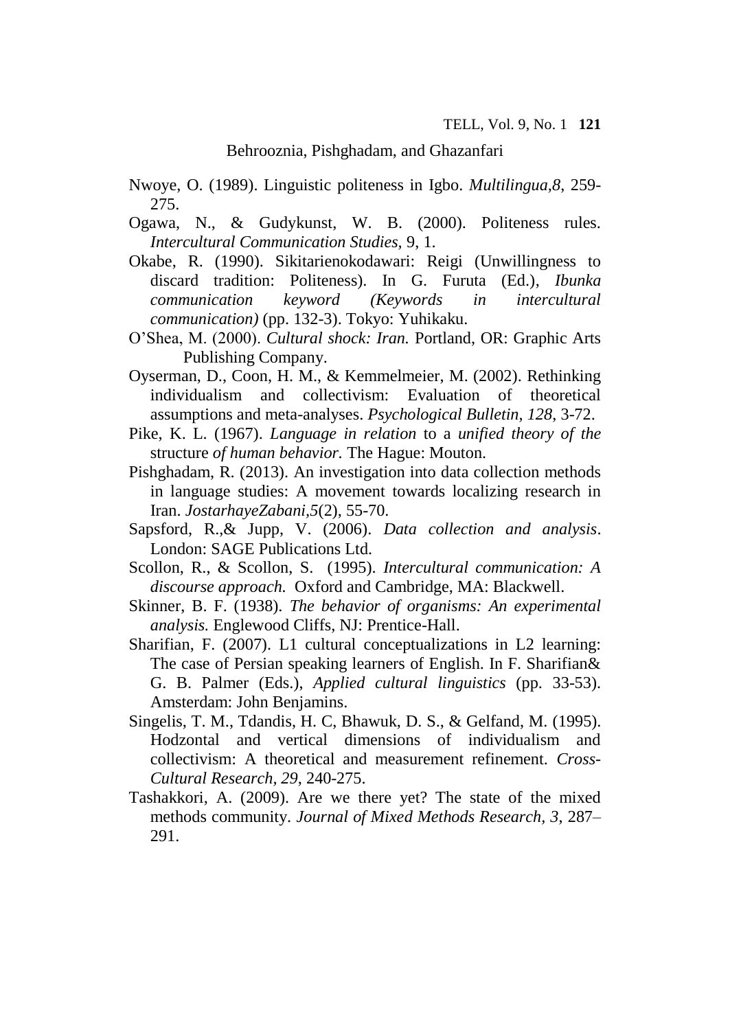Nwoye, O. (1989). Linguistic politeness in Igbo. *Multilingua,8*, 259-275.

Ogawa, N., & Gudykunst, W. B. (2000). Politeness rules. *Intercultural Communication Studies*, 9, 1.

Okabe, R. (1990). Sikitarienokodawari: Reigi (Unwillingness to discard tradition: Politeness). In G. Furuta (Ed.), *Ibunka communication keyword (Keywords in intercultural communication)* (pp. 132-3). Tokyo: Yuhikaku.

O'Shea, M. (2000). *Cultural shock: Iran.* Portland, OR: Graphic Arts Publishing Company.

Oyserman, D., Coon, H. M., & Kemmelmeier, M. (2002). Rethinking individualism and collectivism: Evaluation of theoretical assumptions and meta-analyses. *Psychological Bulletin, 128*, 3-72.

Pike, K. L. (1967). *Language in relation* to a *unified theory of the* structure *of human behavior.* The Hague: Mouton.

Pishghadam, R. (2013). An investigation into data collection methods in language studies: A movement towards localizing research in Iran. *JostarhayeZabani,5*(2), 55-70.

Sapsford, R.,& Jupp, V. (2006). *Data collection and analysis*. London: SAGE Publications Ltd.

Scollon, R., & Scollon, S. (1995). *Intercultural communication: A discourse approach.* Oxford and Cambridge, MA: Blackwell.

Skinner, B. F. (1938). *The behavior of organisms: An experimental analysis.* Englewood Cliffs, NJ: Prentice-Hall.

Sharifian, F. (2007). L1 cultural conceptualizations in L2 learning: The case of Persian speaking learners of English. In F. Sharifian& G. B. Palmer (Eds.), *Applied cultural linguistics* (pp. 33-53). Amsterdam: John Benjamins.

Singelis, T. M., Tdandis, H. C, Bhawuk, D. S., & Gelfand, M. (1995). Hodzontal and vertical dimensions of individualism and collectivism: A theoretical and measurement refinement. *Cross-Cultural Research, 29*, 240-275.

Tashakkori, A. (2009). Are we there yet? The state of the mixed methods community. *Journal of Mixed Methods Research, 3*, 287–291.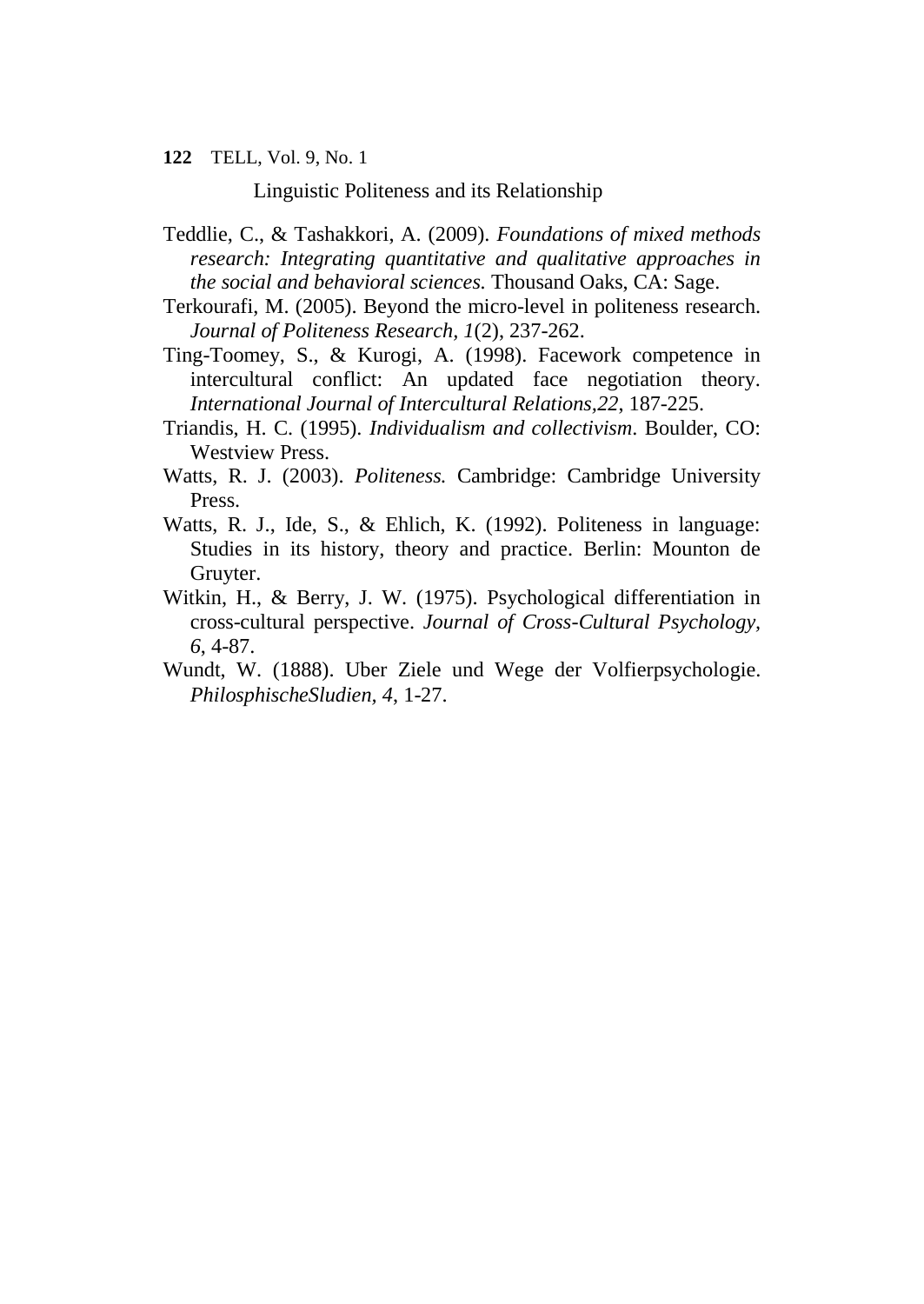Teddlie, C., & Tashakkori, A. (2009). *Foundations of mixed methods research: Integrating quantitative and qualitative approaches in the social and behavioral sciences.* Thousand Oaks, CA: Sage.

Terkourafi, M. (2005). Beyond the micro-level in politeness research. *Journal of Politeness Research, 1*(2), 237-262.

Ting-Toomey, S., & Kurogi, A. (1998). Facework competence in intercultural conflict: An updated face negotiation theory. *International Journal of Intercultural Relations,22*, 187-225.

Triandis, H. C. (1995). *Individualism and collectivism*. Boulder, CO: Westview Press.

Watts, R. J. (2003). *Politeness.* Cambridge: Cambridge University Press.

Watts, R. J., Ide, S., & Ehlich, K. (1992). Politeness in language: Studies in its history, theory and practice. Berlin: Mounton de Gruyter.

Witkin, H., & Berry, J. W. (1975). Psychological differentiation in cross-cultural perspective. *Journal of Cross-Cultural Psychology, 6*, 4-87.

Wundt, W. (1888). Uber Ziele und Wege der Volfierpsychologie. *PhilosphischeSludien, 4*, 1-27.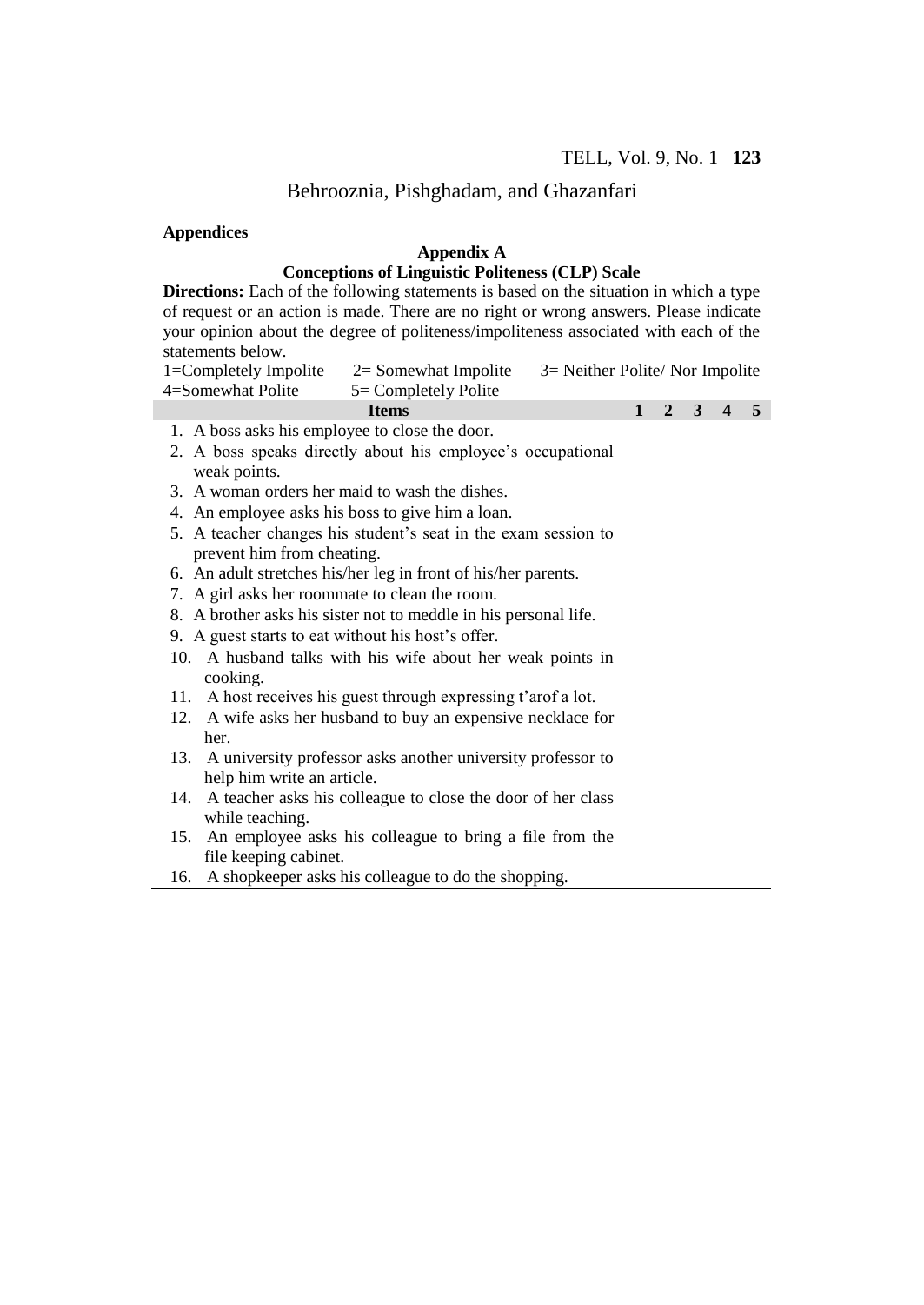**Appendices**

## Appendix A

### Conceptions of Linguistic Politeness (CLP) Scale

**Directions:** Each of the following statements is based on the situation in which a type of request or an action is made. There are no right or wrong answers. Please indicate your opinion about the degree of politeness/impoliteness associated with each of the statements below.

1=Completely Impolite 2= Somewhat Impolite 3= Neither Polite/ Nor Impolite
4=Somewhat Polite 5= Completely Polite

| Items | 1 | 2 | 3 | 4 | 5 |
|---|---|---|---|---|---|
| 1. A boss asks his employee to close the door. | | | | | |
| 2. A boss speaks directly about his employee's occupational weak points. | | | | | |
| 3. A woman orders her maid to wash the dishes. | | | | | |
| 4. An employee asks his boss to give him a loan. | | | | | |
| 5. A teacher changes his student's seat in the exam session to prevent him from cheating. | | | | | |
| 6. An adult stretches his/her leg in front of his/her parents. | | | | | |
| 7. A girl asks her roommate to clean the room. | | | | | |
| 8. A brother asks his sister not to meddle in his personal life. | | | | | |
| 9. A guest starts to eat without his host's offer. | | | | | |
| 10. A husband talks with his wife about her weak points in cooking. | | | | | |
| 11. A host receives his guest through expressing t'arof a lot. | | | | | |
| 12. A wife asks her husband to buy an expensive necklace for her. | | | | | |
| 13. A university professor asks another university professor to help him write an article. | | | | | |
| 14. A teacher asks his colleague to close the door of her class while teaching. | | | | | |
| 15. An employee asks his colleague to bring a file from the file keeping cabinet. | | | | | |
| 16. A shopkeeper asks his colleague to do the shopping. | | | | | |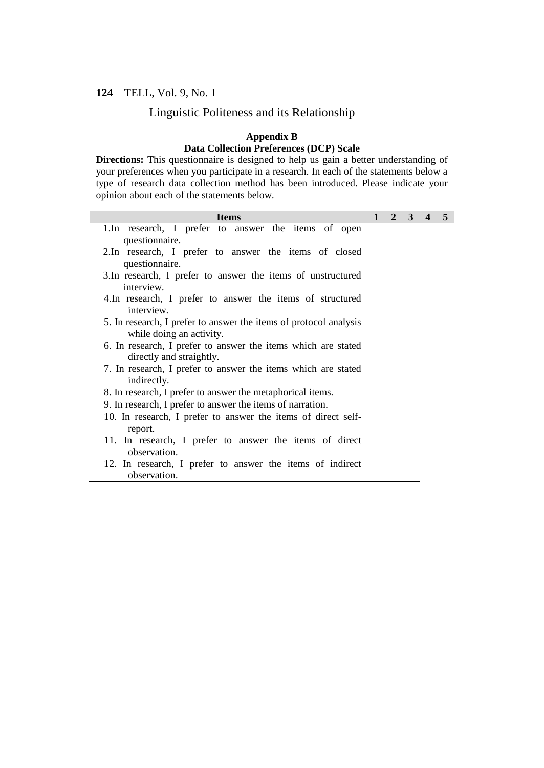## Appendix B

### Data Collection Preferences (DCP) Scale

**Directions:** This questionnaire is designed to help us gain a better understanding of your preferences when you participate in a research. In each of the statements below a type of research data collection method has been introduced. Please indicate your opinion about each of the statements below.

| Items | 1 | 2 | 3 | 4 | 5 |
|---|---|---|---|---|---|
| 1.In research, I prefer to answer the items of open questionnaire. | | | | | |
| 2.In research, I prefer to answer the items of closed questionnaire. | | | | | |
| 3.In research, I prefer to answer the items of unstructured interview. | | | | | |
| 4.In research, I prefer to answer the items of structured interview. | | | | | |
| 5. In research, I prefer to answer the items of protocol analysis while doing an activity. | | | | | |
| 6. In research, I prefer to answer the items which are stated directly and straightly. | | | | | |
| 7. In research, I prefer to answer the items which are stated indirectly. | | | | | |
| 8. In research, I prefer to answer the metaphorical items. | | | | | |
| 9. In research, I prefer to answer the items of narration. | | | | | |
| 10. In research, I prefer to answer the items of direct self-report. | | | | | |
| 11. In research, I prefer to answer the items of direct observation. | | | | | |
| 12. In research, I prefer to answer the items of indirect observation. | | | | | |